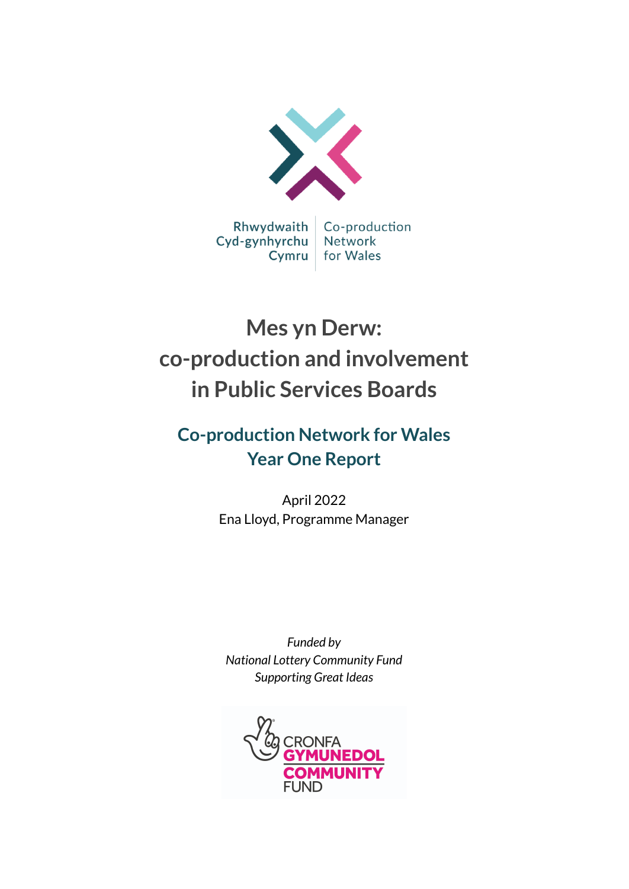Rhwydwaith Cyd-gynhyrchu Cymru | Co-production Network for Wales

# Mes yn Derw: co-production and involvement in Public Services Boards

## Co-production Network for Wales Year One Report

April 2022
Ena Lloyd, Programme Manager

*Funded by*
*National Lottery Community Fund*
*Supporting Great Ideas*

CRONFA GYMUNEDOL COMMUNITY FUND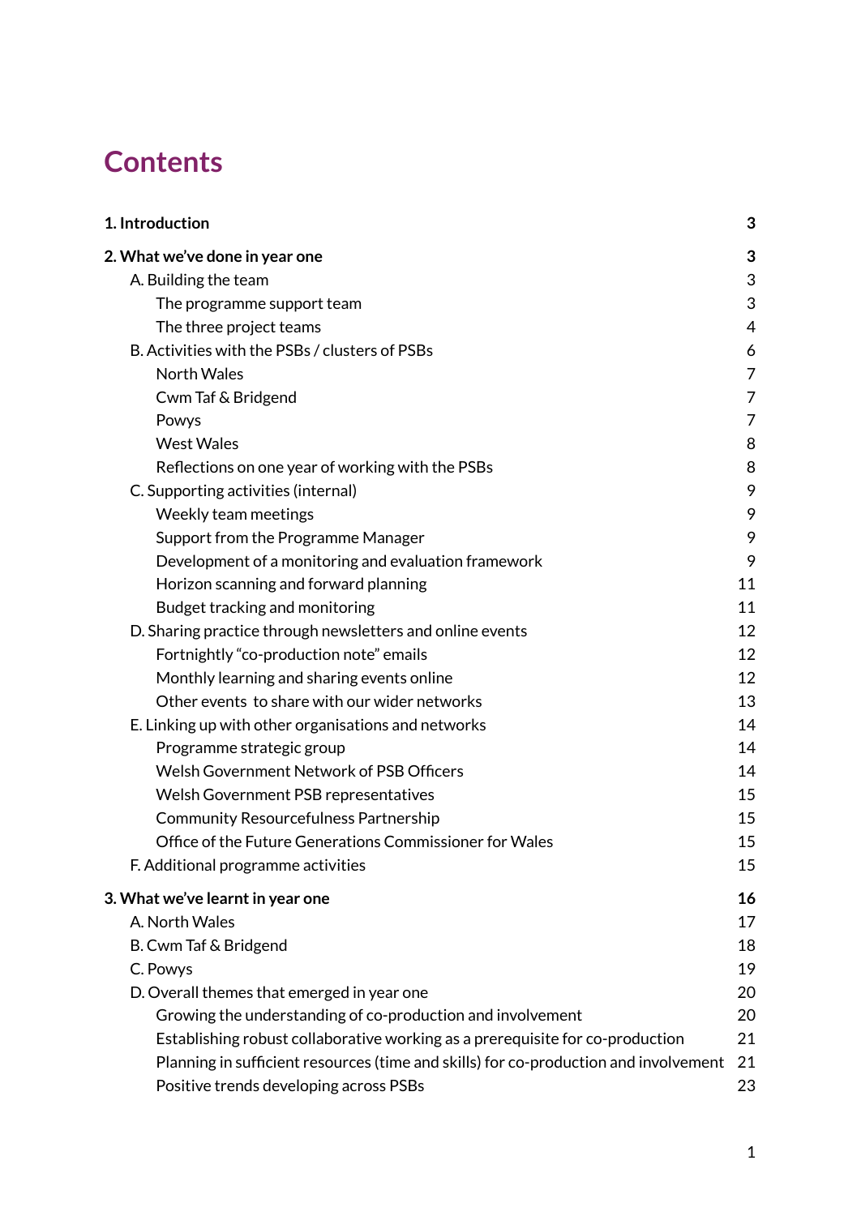# Contents

| | |
|---|---|
| **1. Introduction** | **3** |
| **2. What we've done in year one** | **3** |
| A. Building the team | 3 |
| The programme support team | 3 |
| The three project teams | 4 |
| B. Activities with the PSBs / clusters of PSBs | 6 |
| North Wales | 7 |
| Cwm Taf & Bridgend | 7 |
| Powys | 7 |
| West Wales | 8 |
| Reflections on one year of working with the PSBs | 8 |
| C. Supporting activities (internal) | 9 |
| Weekly team meetings | 9 |
| Support from the Programme Manager | 9 |
| Development of a monitoring and evaluation framework | 9 |
| Horizon scanning and forward planning | 11 |
| Budget tracking and monitoring | 11 |
| D. Sharing practice through newsletters and online events | 12 |
| Fortnightly "co-production note" emails | 12 |
| Monthly learning and sharing events online | 12 |
| Other events to share with our wider networks | 13 |
| E. Linking up with other organisations and networks | 14 |
| Programme strategic group | 14 |
| Welsh Government Network of PSB Officers | 14 |
| Welsh Government PSB representatives | 15 |
| Community Resourcefulness Partnership | 15 |
| Office of the Future Generations Commissioner for Wales | 15 |
| F. Additional programme activities | 15 |
| **3. What we've learnt in year one** | **16** |
| A. North Wales | 17 |
| B. Cwm Taf & Bridgend | 18 |
| C. Powys | 19 |
| D. Overall themes that emerged in year one | 20 |
| Growing the understanding of co-production and involvement | 20 |
| Establishing robust collaborative working as a prerequisite for co-production | 21 |
| Planning in sufficient resources (time and skills) for co-production and involvement | 21 |
| Positive trends developing across PSBs | 23 |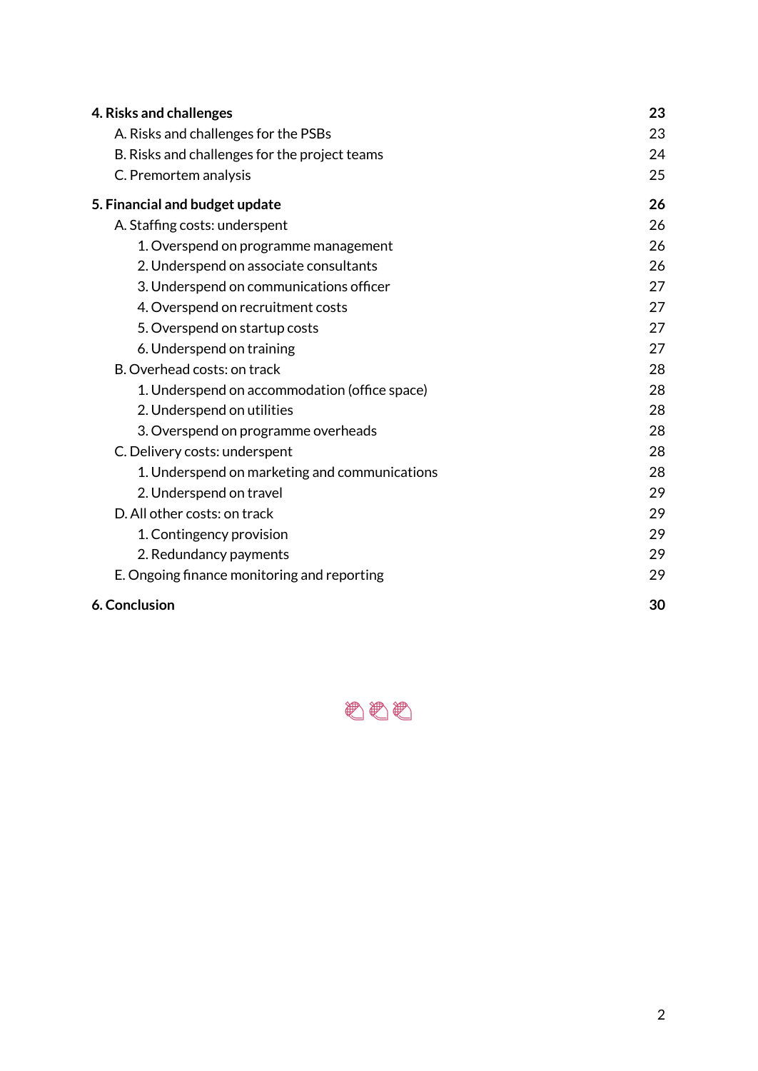| | |
|---|---|
| **4. Risks and challenges** | **23** |
| A. Risks and challenges for the PSBs | 23 |
| B. Risks and challenges for the project teams | 24 |
| C. Premortem analysis | 25 |
| **5. Financial and budget update** | **26** |
| A. Staffing costs: underspent | 26 |
| 1. Overspend on programme management | 26 |
| 2. Underspend on associate consultants | 26 |
| 3. Underspend on communications officer | 27 |
| 4. Overspend on recruitment costs | 27 |
| 5. Overspend on startup costs | 27 |
| 6. Underspend on training | 27 |
| B. Overhead costs: on track | 28 |
| 1. Underspend on accommodation (office space) | 28 |
| 2. Underspend on utilities | 28 |
| 3. Overspend on programme overheads | 28 |
| C. Delivery costs: underspent | 28 |
| 1. Underspend on marketing and communications | 28 |
| 2. Underspend on travel | 29 |
| D. All other costs: on track | 29 |
| 1. Contingency provision | 29 |
| 2. Redundancy payments | 29 |
| E. Ongoing finance monitoring and reporting | 29 |
| **6. Conclusion** | **30** |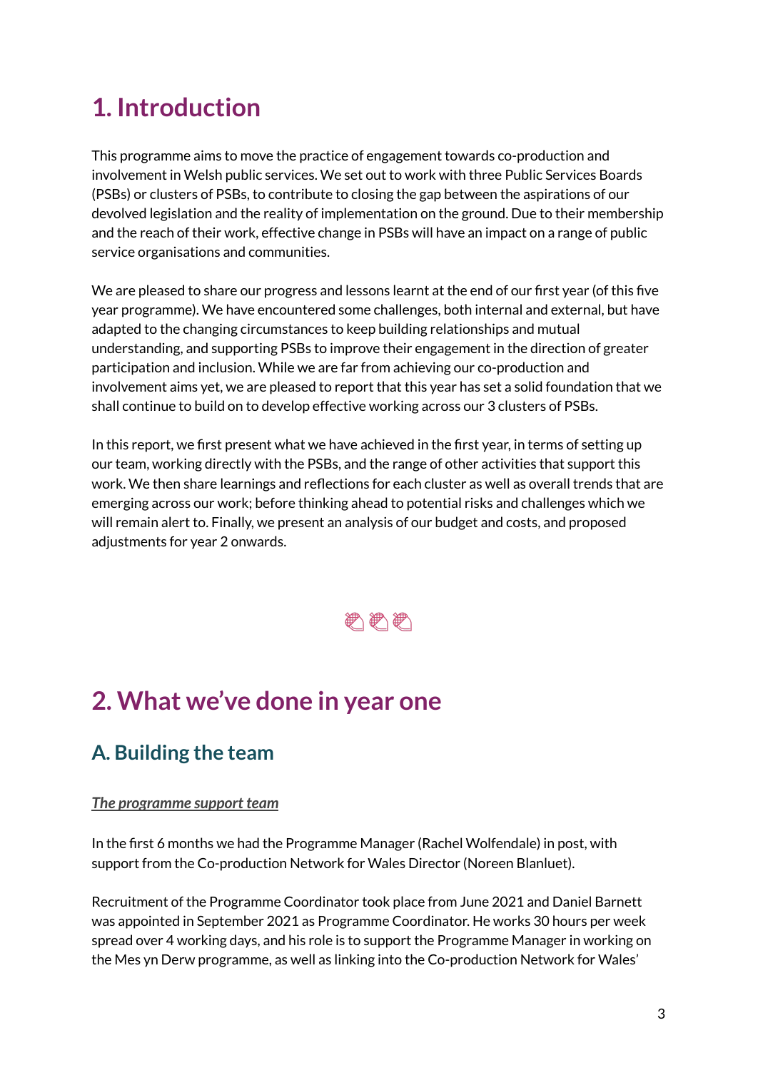# 1. Introduction

This programme aims to move the practice of engagement towards co-production and involvement in Welsh public services. We set out to work with three Public Services Boards (PSBs) or clusters of PSBs, to contribute to closing the gap between the aspirations of our devolved legislation and the reality of implementation on the ground. Due to their membership and the reach of their work, effective change in PSBs will have an impact on a range of public service organisations and communities.

We are pleased to share our progress and lessons learnt at the end of our first year (of this five year programme). We have encountered some challenges, both internal and external, but have adapted to the changing circumstances to keep building relationships and mutual understanding, and supporting PSBs to improve their engagement in the direction of greater participation and inclusion. While we are far from achieving our co-production and involvement aims yet, we are pleased to report that this year has set a solid foundation that we shall continue to build on to develop effective working across our 3 clusters of PSBs.

In this report, we first present what we have achieved in the first year, in terms of setting up our team, working directly with the PSBs, and the range of other activities that support this work. We then share learnings and reflections for each cluster as well as overall trends that are emerging across our work; before thinking ahead to potential risks and challenges which we will remain alert to. Finally, we present an analysis of our budget and costs, and proposed adjustments for year 2 onwards.

# 2. What we've done in year one

## A. Building the team

***The programme support team***

In the first 6 months we had the Programme Manager (Rachel Wolfendale) in post, with support from the Co-production Network for Wales Director (Noreen Blanluet).

Recruitment of the Programme Coordinator took place from June 2021 and Daniel Barnett was appointed in September 2021 as Programme Coordinator. He works 30 hours per week spread over 4 working days, and his role is to support the Programme Manager in working on the Mes yn Derw programme, as well as linking into the Co-production Network for Wales'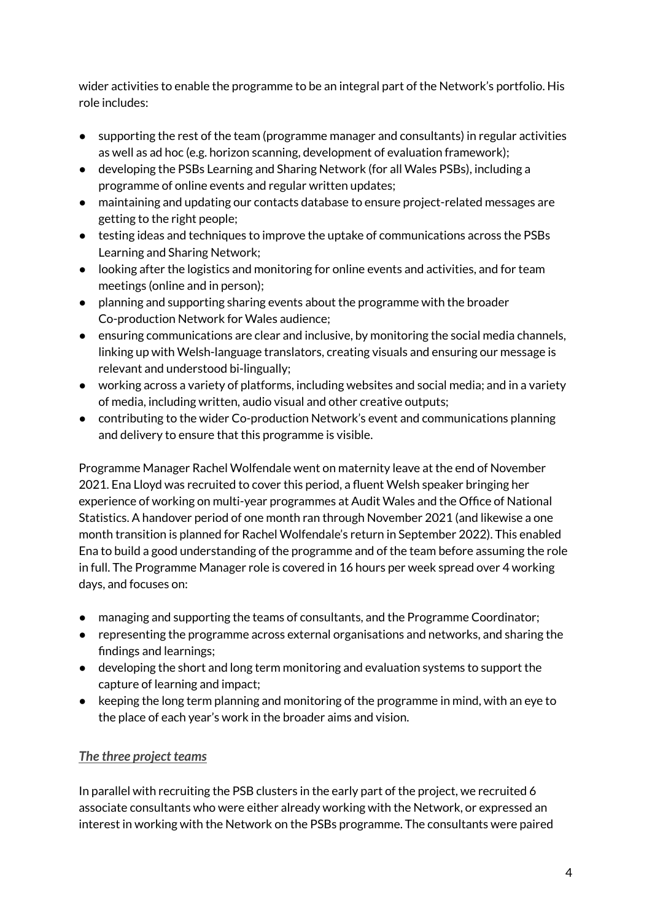wider activities to enable the programme to be an integral part of the Network's portfolio. His role includes:

- supporting the rest of the team (programme manager and consultants) in regular activities as well as ad hoc (e.g. horizon scanning, development of evaluation framework);
- developing the PSBs Learning and Sharing Network (for all Wales PSBs), including a programme of online events and regular written updates;
- maintaining and updating our contacts database to ensure project-related messages are getting to the right people;
- testing ideas and techniques to improve the uptake of communications across the PSBs Learning and Sharing Network;
- looking after the logistics and monitoring for online events and activities, and for team meetings (online and in person);
- planning and supporting sharing events about the programme with the broader Co-production Network for Wales audience;
- ensuring communications are clear and inclusive, by monitoring the social media channels, linking up with Welsh-language translators, creating visuals and ensuring our message is relevant and understood bi-lingually;
- working across a variety of platforms, including websites and social media; and in a variety of media, including written, audio visual and other creative outputs;
- contributing to the wider Co-production Network's event and communications planning and delivery to ensure that this programme is visible.

Programme Manager Rachel Wolfendale went on maternity leave at the end of November 2021. Ena Lloyd was recruited to cover this period, a fluent Welsh speaker bringing her experience of working on multi-year programmes at Audit Wales and the Office of National Statistics. A handover period of one month ran through November 2021 (and likewise a one month transition is planned for Rachel Wolfendale's return in September 2022). This enabled Ena to build a good understanding of the programme and of the team before assuming the role in full. The Programme Manager role is covered in 16 hours per week spread over 4 working days, and focuses on:

- managing and supporting the teams of consultants, and the Programme Coordinator;
- representing the programme across external organisations and networks, and sharing the findings and learnings;
- developing the short and long term monitoring and evaluation systems to support the capture of learning and impact;
- keeping the long term planning and monitoring of the programme in mind, with an eye to the place of each year's work in the broader aims and vision.

### ***The three project teams***

In parallel with recruiting the PSB clusters in the early part of the project, we recruited 6 associate consultants who were either already working with the Network, or expressed an interest in working with the Network on the PSBs programme. The consultants were paired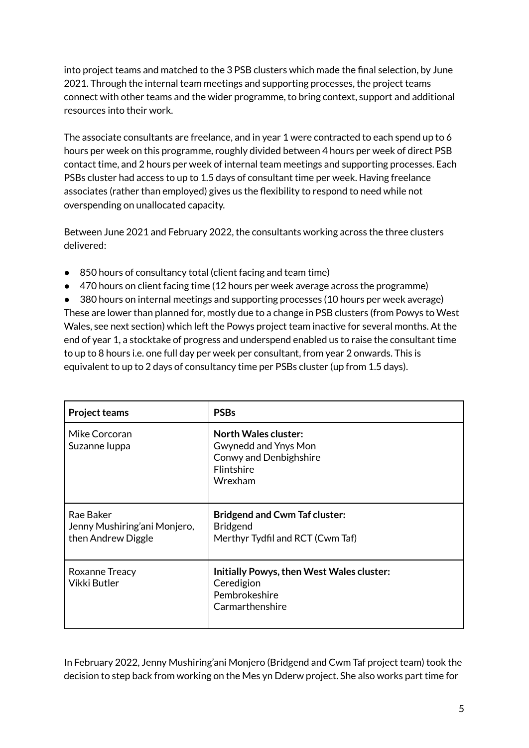into project teams and matched to the 3 PSB clusters which made the final selection, by June 2021. Through the internal team meetings and supporting processes, the project teams connect with other teams and the wider programme, to bring context, support and additional resources into their work.

The associate consultants are freelance, and in year 1 were contracted to each spend up to 6 hours per week on this programme, roughly divided between 4 hours per week of direct PSB contact time, and 2 hours per week of internal team meetings and supporting processes. Each PSBs cluster had access to up to 1.5 days of consultant time per week. Having freelance associates (rather than employed) gives us the flexibility to respond to need while not overspending on unallocated capacity.

Between June 2021 and February 2022, the consultants working across the three clusters delivered:

- 850 hours of consultancy total (client facing and team time)
- 470 hours on client facing time (12 hours per week average across the programme)
- 380 hours on internal meetings and supporting processes (10 hours per week average)

These are lower than planned for, mostly due to a change in PSB clusters (from Powys to West Wales, see next section) which left the Powys project team inactive for several months. At the end of year 1, a stocktake of progress and underspend enabled us to raise the consultant time to up to 8 hours i.e. one full day per week per consultant, from year 2 onwards. This is equivalent to up to 2 days of consultancy time per PSBs cluster (up from 1.5 days).

| Project teams | PSBs |
|---|---|
| Mike Corcoran<br>Suzanne Iuppa | **North Wales cluster:**<br>Gwynedd and Ynys Mon<br>Conwy and Denbighshire<br>Flintshire<br>Wrexham |
| Rae Baker<br>Jenny Mushiring'ani Monjero, then Andrew Diggle | **Bridgend and Cwm Taf cluster:**<br>Bridgend<br>Merthyr Tydfil and RCT (Cwm Taf) |
| Roxanne Treacy<br>Vikki Butler | **Initially Powys, then West Wales cluster:**<br>Ceredigion<br>Pembrokeshire<br>Carmarthenshire |

In February 2022, Jenny Mushiring'ani Monjero (Bridgend and Cwm Taf project team) took the decision to step back from working on the Mes yn Dderw project. She also works part time for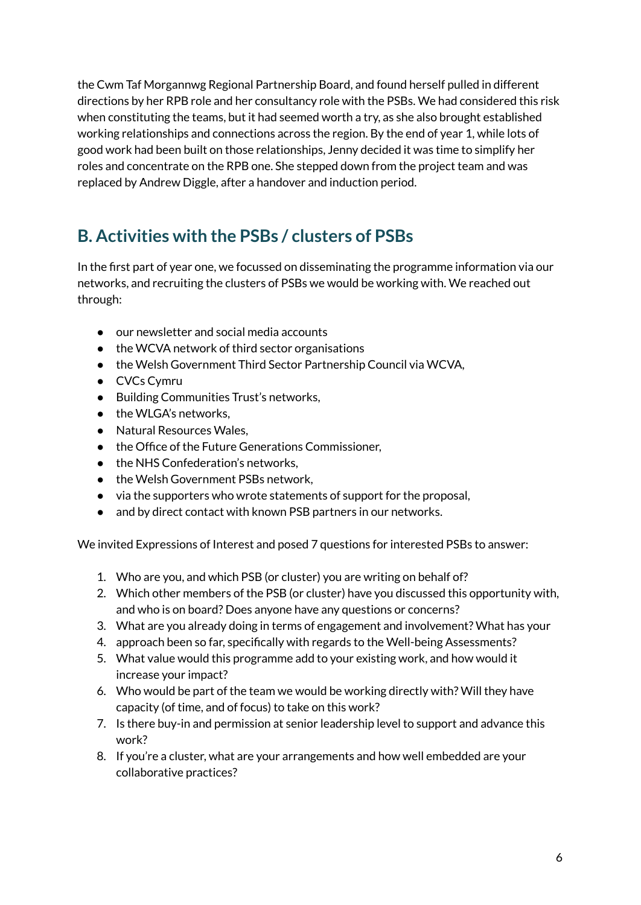the Cwm Taf Morgannwg Regional Partnership Board, and found herself pulled in different directions by her RPB role and her consultancy role with the PSBs. We had considered this risk when constituting the teams, but it had seemed worth a try, as she also brought established working relationships and connections across the region. By the end of year 1, while lots of good work had been built on those relationships, Jenny decided it was time to simplify her roles and concentrate on the RPB one. She stepped down from the project team and was replaced by Andrew Diggle, after a handover and induction period.

## B. Activities with the PSBs / clusters of PSBs

In the first part of year one, we focussed on disseminating the programme information via our networks, and recruiting the clusters of PSBs we would be working with. We reached out through:

- our newsletter and social media accounts
- the WCVA network of third sector organisations
- the Welsh Government Third Sector Partnership Council via WCVA,
- CVCs Cymru
- Building Communities Trust's networks,
- the WLGA's networks,
- Natural Resources Wales,
- the Office of the Future Generations Commissioner,
- the NHS Confederation's networks,
- the Welsh Government PSBs network,
- via the supporters who wrote statements of support for the proposal,
- and by direct contact with known PSB partners in our networks.

We invited Expressions of Interest and posed 7 questions for interested PSBs to answer:

1. Who are you, and which PSB (or cluster) you are writing on behalf of?
2. Which other members of the PSB (or cluster) have you discussed this opportunity with, and who is on board? Does anyone have any questions or concerns?
3. What are you already doing in terms of engagement and involvement? What has your
4. approach been so far, specifically with regards to the Well-being Assessments?
5. What value would this programme add to your existing work, and how would it increase your impact?
6. Who would be part of the team we would be working directly with? Will they have capacity (of time, and of focus) to take on this work?
7. Is there buy-in and permission at senior leadership level to support and advance this work?
8. If you're a cluster, what are your arrangements and how well embedded are your collaborative practices?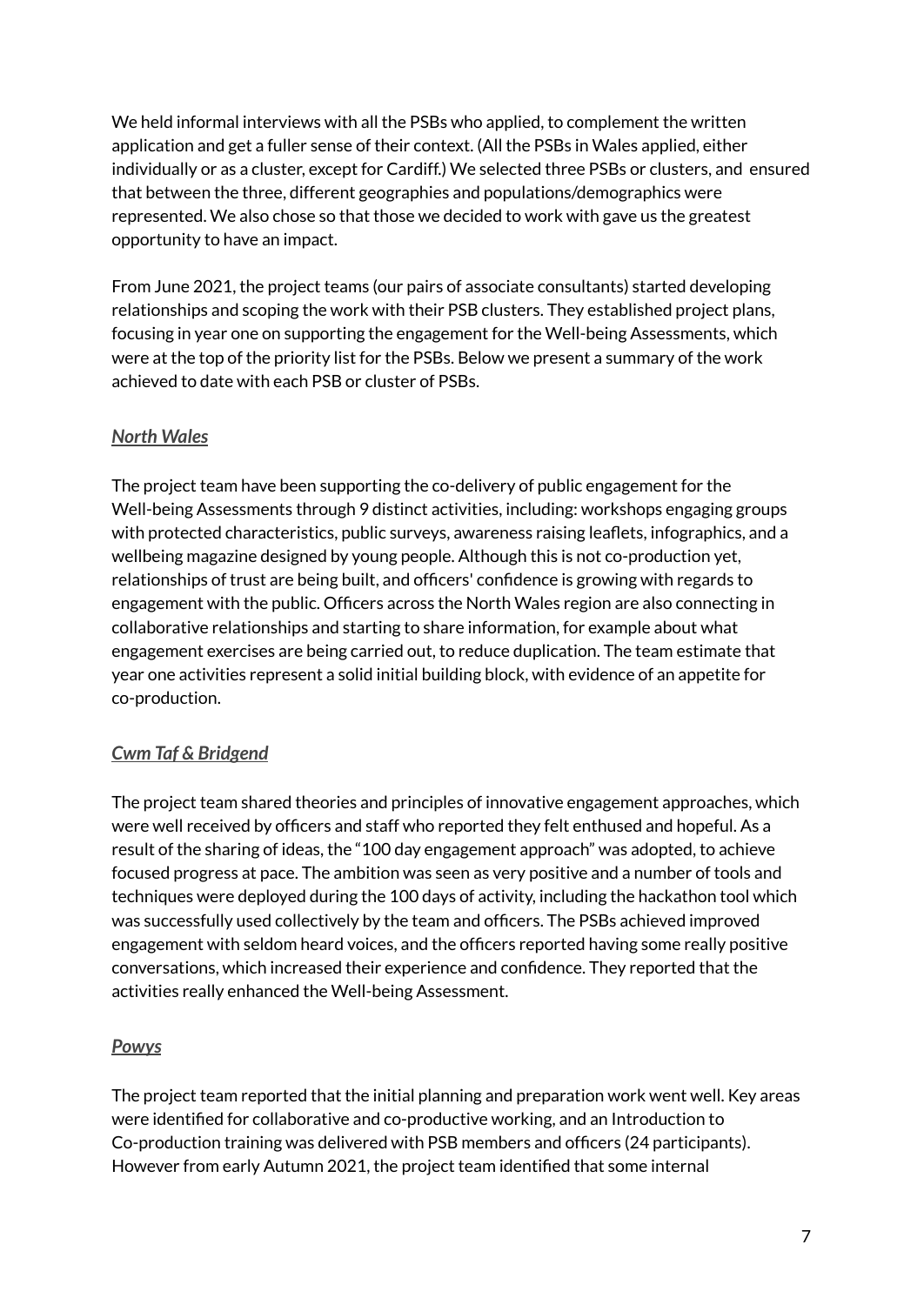We held informal interviews with all the PSBs who applied, to complement the written application and get a fuller sense of their context. (All the PSBs in Wales applied, either individually or as a cluster, except for Cardiff.) We selected three PSBs or clusters, and ensured that between the three, different geographies and populations/demographics were represented. We also chose so that those we decided to work with gave us the greatest opportunity to have an impact.

From June 2021, the project teams (our pairs of associate consultants) started developing relationships and scoping the work with their PSB clusters. They established project plans, focusing in year one on supporting the engagement for the Well-being Assessments, which were at the top of the priority list for the PSBs. Below we present a summary of the work achieved to date with each PSB or cluster of PSBs.

***North Wales***

The project team have been supporting the co-delivery of public engagement for the Well-being Assessments through 9 distinct activities, including: workshops engaging groups with protected characteristics, public surveys, awareness raising leaflets, infographics, and a wellbeing magazine designed by young people. Although this is not co-production yet, relationships of trust are being built, and officers' confidence is growing with regards to engagement with the public. Officers across the North Wales region are also connecting in collaborative relationships and starting to share information, for example about what engagement exercises are being carried out, to reduce duplication. The team estimate that year one activities represent a solid initial building block, with evidence of an appetite for co-production.

***Cwm Taf & Bridgend***

The project team shared theories and principles of innovative engagement approaches, which were well received by officers and staff who reported they felt enthused and hopeful. As a result of the sharing of ideas, the "100 day engagement approach" was adopted, to achieve focused progress at pace. The ambition was seen as very positive and a number of tools and techniques were deployed during the 100 days of activity, including the hackathon tool which was successfully used collectively by the team and officers. The PSBs achieved improved engagement with seldom heard voices, and the officers reported having some really positive conversations, which increased their experience and confidence. They reported that the activities really enhanced the Well-being Assessment.

***Powys***

The project team reported that the initial planning and preparation work went well. Key areas were identified for collaborative and co-productive working, and an Introduction to Co-production training was delivered with PSB members and officers (24 participants). However from early Autumn 2021, the project team identified that some internal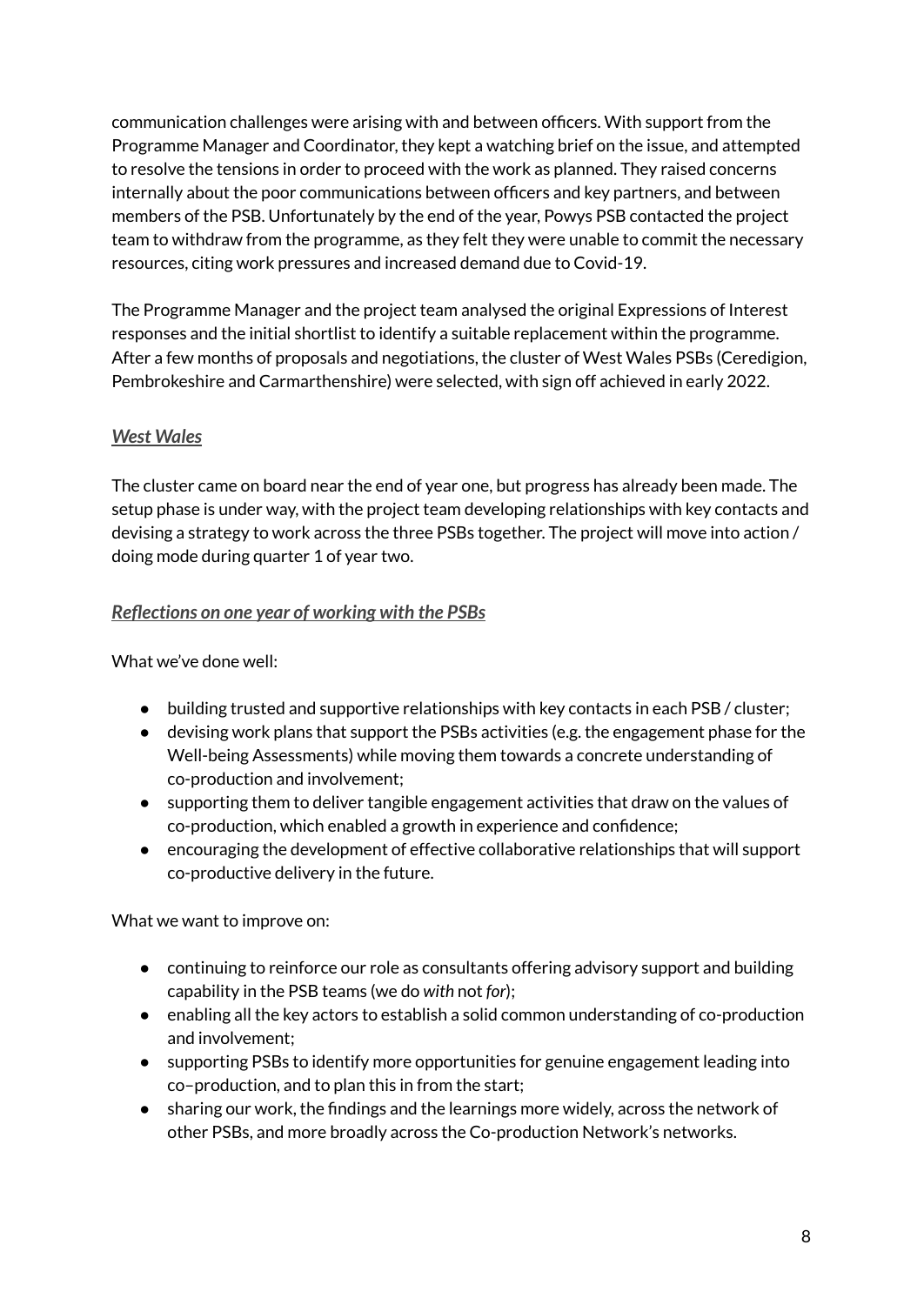communication challenges were arising with and between officers. With support from the Programme Manager and Coordinator, they kept a watching brief on the issue, and attempted to resolve the tensions in order to proceed with the work as planned. They raised concerns internally about the poor communications between officers and key partners, and between members of the PSB. Unfortunately by the end of the year, Powys PSB contacted the project team to withdraw from the programme, as they felt they were unable to commit the necessary resources, citing work pressures and increased demand due to Covid-19.

The Programme Manager and the project team analysed the original Expressions of Interest responses and the initial shortlist to identify a suitable replacement within the programme. After a few months of proposals and negotiations, the cluster of West Wales PSBs (Ceredigion, Pembrokeshire and Carmarthenshire) were selected, with sign off achieved in early 2022.

***West Wales***

The cluster came on board near the end of year one, but progress has already been made. The setup phase is under way, with the project team developing relationships with key contacts and devising a strategy to work across the three PSBs together. The project will move into action / doing mode during quarter 1 of year two.

***Reflections on one year of working with the PSBs***

What we've done well:

- building trusted and supportive relationships with key contacts in each PSB / cluster;
- devising work plans that support the PSBs activities (e.g. the engagement phase for the Well-being Assessments) while moving them towards a concrete understanding of co-production and involvement;
- supporting them to deliver tangible engagement activities that draw on the values of co-production, which enabled a growth in experience and confidence;
- encouraging the development of effective collaborative relationships that will support co-productive delivery in the future.

What we want to improve on:

- continuing to reinforce our role as consultants offering advisory support and building capability in the PSB teams (we do *with* not *for*);
- enabling all the key actors to establish a solid common understanding of co-production and involvement;
- supporting PSBs to identify more opportunities for genuine engagement leading into co–production, and to plan this in from the start;
- sharing our work, the findings and the learnings more widely, across the network of other PSBs, and more broadly across the Co-production Network's networks.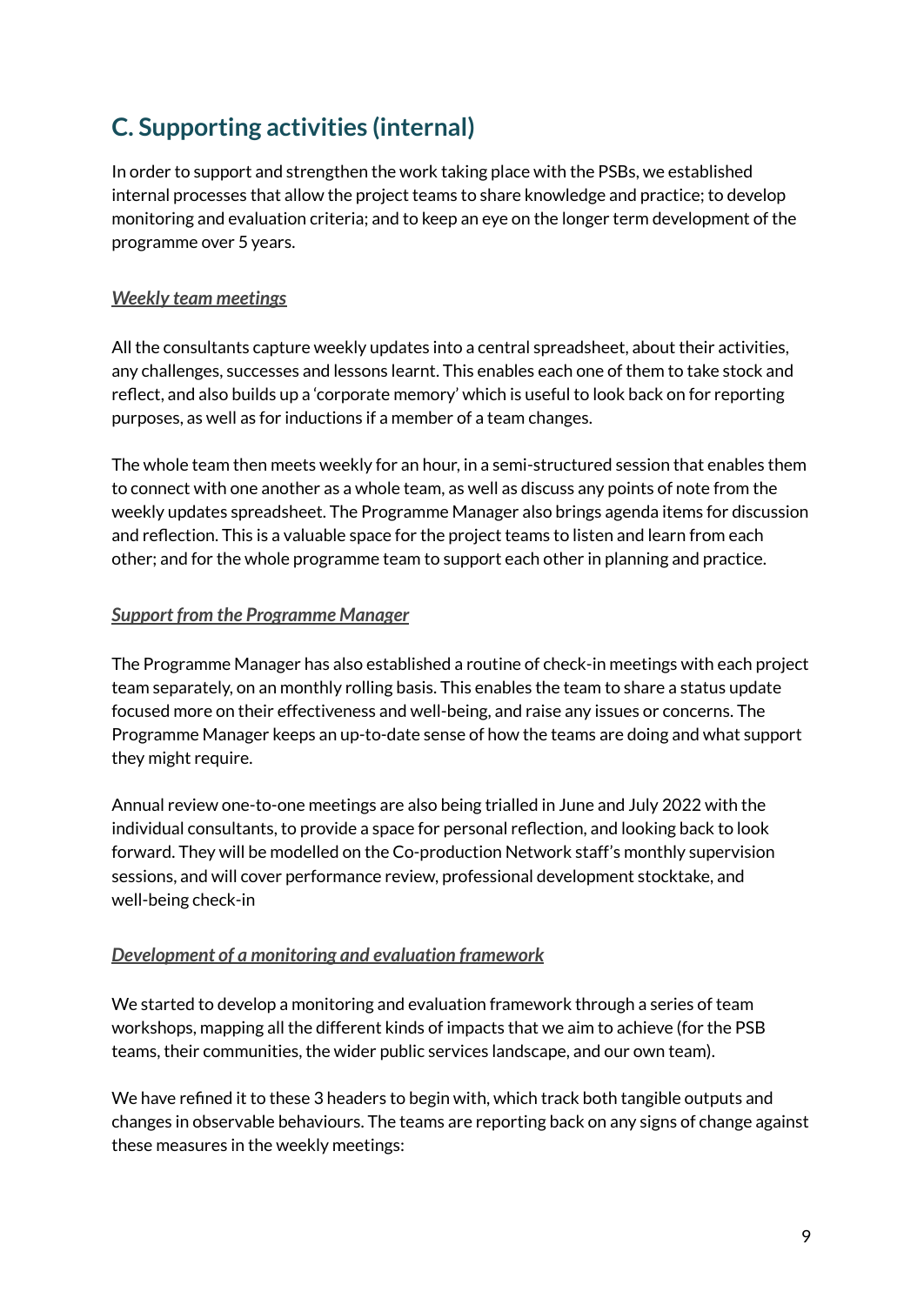## C. Supporting activities (internal)

In order to support and strengthen the work taking place with the PSBs, we established internal processes that allow the project teams to share knowledge and practice; to develop monitoring and evaluation criteria; and to keep an eye on the longer term development of the programme over 5 years.

***Weekly team meetings***

All the consultants capture weekly updates into a central spreadsheet, about their activities, any challenges, successes and lessons learnt. This enables each one of them to take stock and reflect, and also builds up a 'corporate memory' which is useful to look back on for reporting purposes, as well as for inductions if a member of a team changes.

The whole team then meets weekly for an hour, in a semi-structured session that enables them to connect with one another as a whole team, as well as discuss any points of note from the weekly updates spreadsheet. The Programme Manager also brings agenda items for discussion and reflection. This is a valuable space for the project teams to listen and learn from each other; and for the whole programme team to support each other in planning and practice.

***Support from the Programme Manager***

The Programme Manager has also established a routine of check-in meetings with each project team separately, on an monthly rolling basis. This enables the team to share a status update focused more on their effectiveness and well-being, and raise any issues or concerns. The Programme Manager keeps an up-to-date sense of how the teams are doing and what support they might require.

Annual review one-to-one meetings are also being trialled in June and July 2022 with the individual consultants, to provide a space for personal reflection, and looking back to look forward. They will be modelled on the Co-production Network staff's monthly supervision sessions, and will cover performance review, professional development stocktake, and well-being check-in

***Development of a monitoring and evaluation framework***

We started to develop a monitoring and evaluation framework through a series of team workshops, mapping all the different kinds of impacts that we aim to achieve (for the PSB teams, their communities, the wider public services landscape, and our own team).

We have refined it to these 3 headers to begin with, which track both tangible outputs and changes in observable behaviours. The teams are reporting back on any signs of change against these measures in the weekly meetings: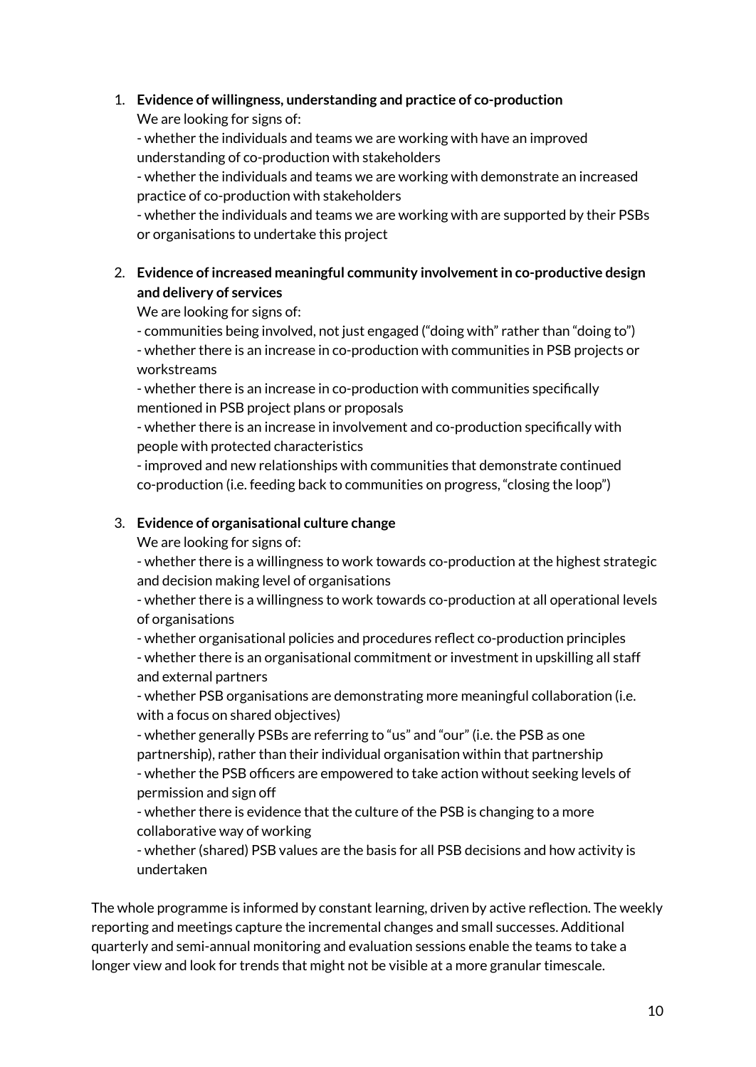1. **Evidence of willingness, understanding and practice of co-production**
   We are looking for signs of:
   - whether the individuals and teams we are working with have an improved understanding of co-production with stakeholders
   - whether the individuals and teams we are working with demonstrate an increased practice of co-production with stakeholders
   - whether the individuals and teams we are working with are supported by their PSBs or organisations to undertake this project

2. **Evidence of increased meaningful community involvement in co-productive design and delivery of services**
   We are looking for signs of:
   - communities being involved, not just engaged ("doing with" rather than "doing to")
   - whether there is an increase in co-production with communities in PSB projects or workstreams
   - whether there is an increase in co-production with communities specifically mentioned in PSB project plans or proposals
   - whether there is an increase in involvement and co-production specifically with people with protected characteristics
   - improved and new relationships with communities that demonstrate continued co-production (i.e. feeding back to communities on progress, "closing the loop")

3. **Evidence of organisational culture change**
   We are looking for signs of:
   - whether there is a willingness to work towards co-production at the highest strategic and decision making level of organisations
   - whether there is a willingness to work towards co-production at all operational levels of organisations
   - whether organisational policies and procedures reflect co-production principles
   - whether there is an organisational commitment or investment in upskilling all staff and external partners
   - whether PSB organisations are demonstrating more meaningful collaboration (i.e. with a focus on shared objectives)
   - whether generally PSBs are referring to "us" and "our" (i.e. the PSB as one partnership), rather than their individual organisation within that partnership
   - whether the PSB officers are empowered to take action without seeking levels of permission and sign off
   - whether there is evidence that the culture of the PSB is changing to a more collaborative way of working
   - whether (shared) PSB values are the basis for all PSB decisions and how activity is undertaken

The whole programme is informed by constant learning, driven by active reflection. The weekly reporting and meetings capture the incremental changes and small successes. Additional quarterly and semi-annual monitoring and evaluation sessions enable the teams to take a longer view and look for trends that might not be visible at a more granular timescale.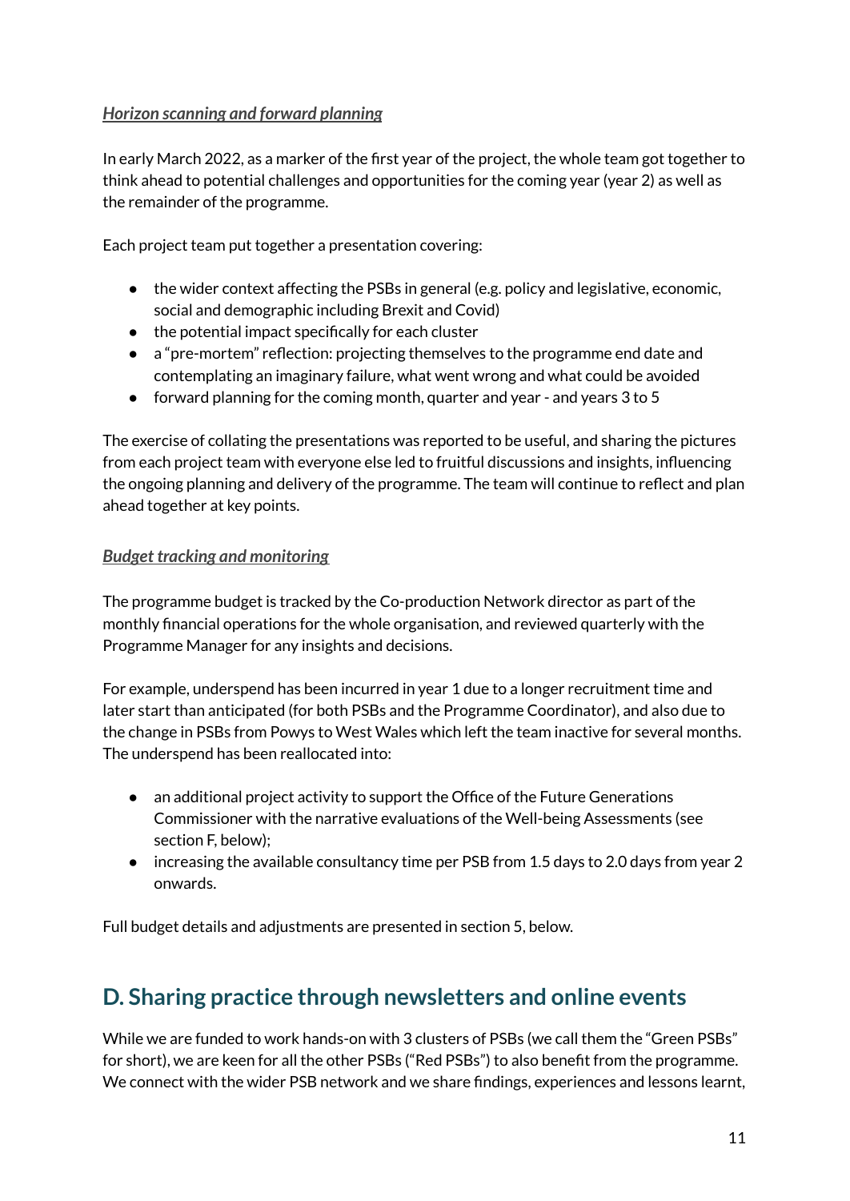***Horizon scanning and forward planning***

In early March 2022, as a marker of the first year of the project, the whole team got together to think ahead to potential challenges and opportunities for the coming year (year 2) as well as the remainder of the programme.

Each project team put together a presentation covering:

- the wider context affecting the PSBs in general (e.g. policy and legislative, economic, social and demographic including Brexit and Covid)
- the potential impact specifically for each cluster
- a "pre-mortem" reflection: projecting themselves to the programme end date and contemplating an imaginary failure, what went wrong and what could be avoided
- forward planning for the coming month, quarter and year - and years 3 to 5

The exercise of collating the presentations was reported to be useful, and sharing the pictures from each project team with everyone else led to fruitful discussions and insights, influencing the ongoing planning and delivery of the programme. The team will continue to reflect and plan ahead together at key points.

***Budget tracking and monitoring***

The programme budget is tracked by the Co-production Network director as part of the monthly financial operations for the whole organisation, and reviewed quarterly with the Programme Manager for any insights and decisions.

For example, underspend has been incurred in year 1 due to a longer recruitment time and later start than anticipated (for both PSBs and the Programme Coordinator), and also due to the change in PSBs from Powys to West Wales which left the team inactive for several months. The underspend has been reallocated into:

- an additional project activity to support the Office of the Future Generations Commissioner with the narrative evaluations of the Well-being Assessments (see section F, below);
- increasing the available consultancy time per PSB from 1.5 days to 2.0 days from year 2 onwards.

Full budget details and adjustments are presented in section 5, below.

## D. Sharing practice through newsletters and online events

While we are funded to work hands-on with 3 clusters of PSBs (we call them the "Green PSBs" for short), we are keen for all the other PSBs ("Red PSBs") to also benefit from the programme. We connect with the wider PSB network and we share findings, experiences and lessons learnt,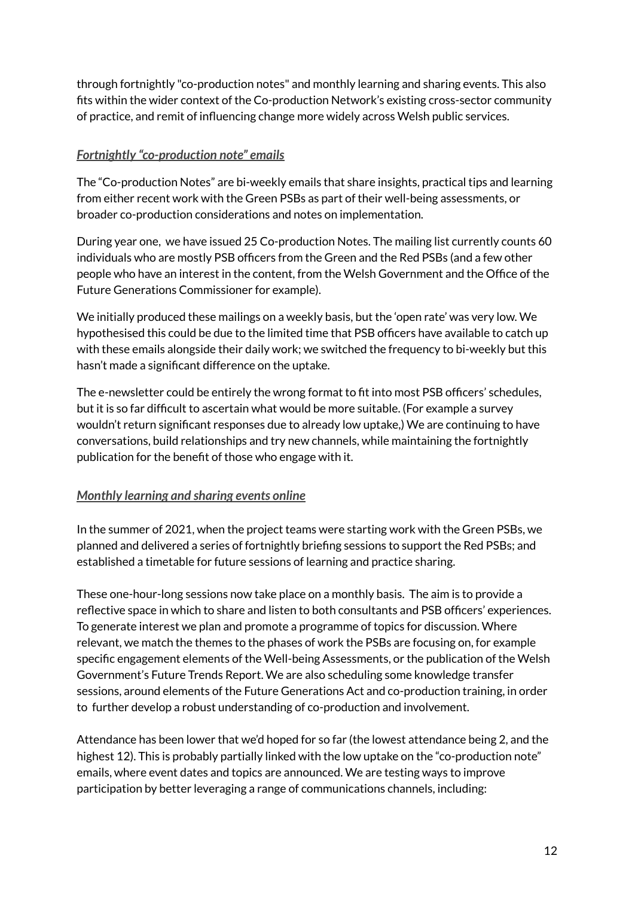through fortnightly "co-production notes" and monthly learning and sharing events. This also fits within the wider context of the Co-production Network's existing cross-sector community of practice, and remit of influencing change more widely across Welsh public services.

***<u>Fortnightly "co-production note" emails</u>***

The "Co-production Notes" are bi-weekly emails that share insights, practical tips and learning from either recent work with the Green PSBs as part of their well-being assessments, or broader co-production considerations and notes on implementation.

During year one, we have issued 25 Co-production Notes. The mailing list currently counts 60 individuals who are mostly PSB officers from the Green and the Red PSBs (and a few other people who have an interest in the content, from the Welsh Government and the Office of the Future Generations Commissioner for example).

We initially produced these mailings on a weekly basis, but the 'open rate' was very low. We hypothesised this could be due to the limited time that PSB officers have available to catch up with these emails alongside their daily work; we switched the frequency to bi-weekly but this hasn't made a significant difference on the uptake.

The e-newsletter could be entirely the wrong format to fit into most PSB officers' schedules, but it is so far difficult to ascertain what would be more suitable. (For example a survey wouldn't return significant responses due to already low uptake,) We are continuing to have conversations, build relationships and try new channels, while maintaining the fortnightly publication for the benefit of those who engage with it.

***<u>Monthly learning and sharing events online</u>***

In the summer of 2021, when the project teams were starting work with the Green PSBs, we planned and delivered a series of fortnightly briefing sessions to support the Red PSBs; and established a timetable for future sessions of learning and practice sharing.

These one-hour-long sessions now take place on a monthly basis. The aim is to provide a reflective space in which to share and listen to both consultants and PSB officers' experiences. To generate interest we plan and promote a programme of topics for discussion. Where relevant, we match the themes to the phases of work the PSBs are focusing on, for example specific engagement elements of the Well-being Assessments, or the publication of the Welsh Government's Future Trends Report. We are also scheduling some knowledge transfer sessions, around elements of the Future Generations Act and co-production training, in order to further develop a robust understanding of co-production and involvement.

Attendance has been lower that we'd hoped for so far (the lowest attendance being 2, and the highest 12). This is probably partially linked with the low uptake on the "co-production note" emails, where event dates and topics are announced. We are testing ways to improve participation by better leveraging a range of communications channels, including: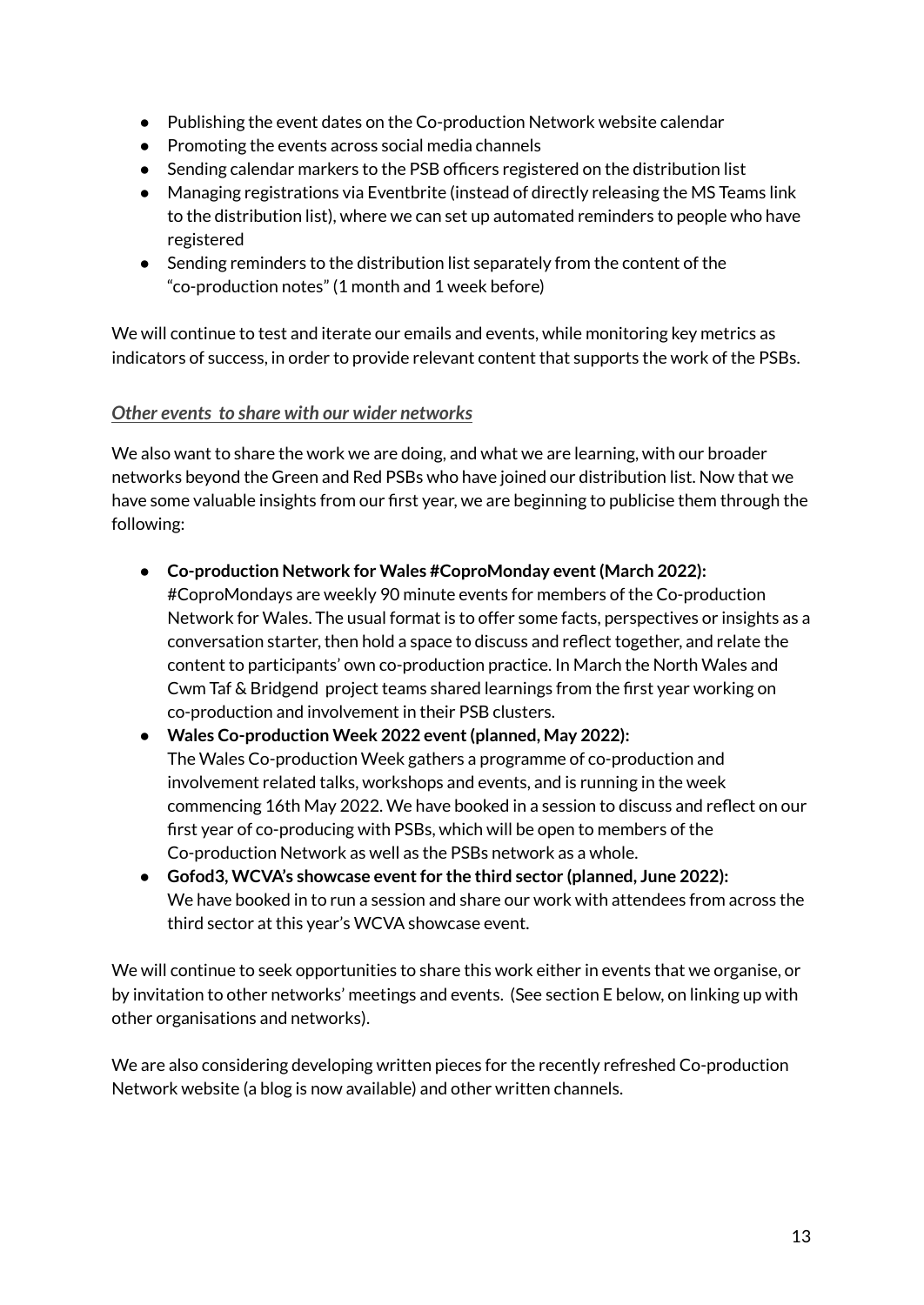- Publishing the event dates on the Co-production Network website calendar
- Promoting the events across social media channels
- Sending calendar markers to the PSB officers registered on the distribution list
- Managing registrations via Eventbrite (instead of directly releasing the MS Teams link to the distribution list), where we can set up automated reminders to people who have registered
- Sending reminders to the distribution list separately from the content of the "co-production notes" (1 month and 1 week before)

We will continue to test and iterate our emails and events, while monitoring key metrics as indicators of success, in order to provide relevant content that supports the work of the PSBs.

### *Other events to share with our wider networks*

We also want to share the work we are doing, and what we are learning, with our broader networks beyond the Green and Red PSBs who have joined our distribution list. Now that we have some valuable insights from our first year, we are beginning to publicise them through the following:

- **Co-production Network for Wales #CoproMonday event (March 2022):** #CoproMondays are weekly 90 minute events for members of the Co-production Network for Wales. The usual format is to offer some facts, perspectives or insights as a conversation starter, then hold a space to discuss and reflect together, and relate the content to participants' own co-production practice. In March the North Wales and Cwm Taf & Bridgend project teams shared learnings from the first year working on co-production and involvement in their PSB clusters.
- **Wales Co-production Week 2022 event (planned, May 2022):** The Wales Co-production Week gathers a programme of co-production and involvement related talks, workshops and events, and is running in the week commencing 16th May 2022. We have booked in a session to discuss and reflect on our first year of co-producing with PSBs, which will be open to members of the Co-production Network as well as the PSBs network as a whole.
- **Gofod3, WCVA's showcase event for the third sector (planned, June 2022):** We have booked in to run a session and share our work with attendees from across the third sector at this year's WCVA showcase event.

We will continue to seek opportunities to share this work either in events that we organise, or by invitation to other networks' meetings and events. (See section E below, on linking up with other organisations and networks).

We are also considering developing written pieces for the recently refreshed Co-production Network website (a blog is now available) and other written channels.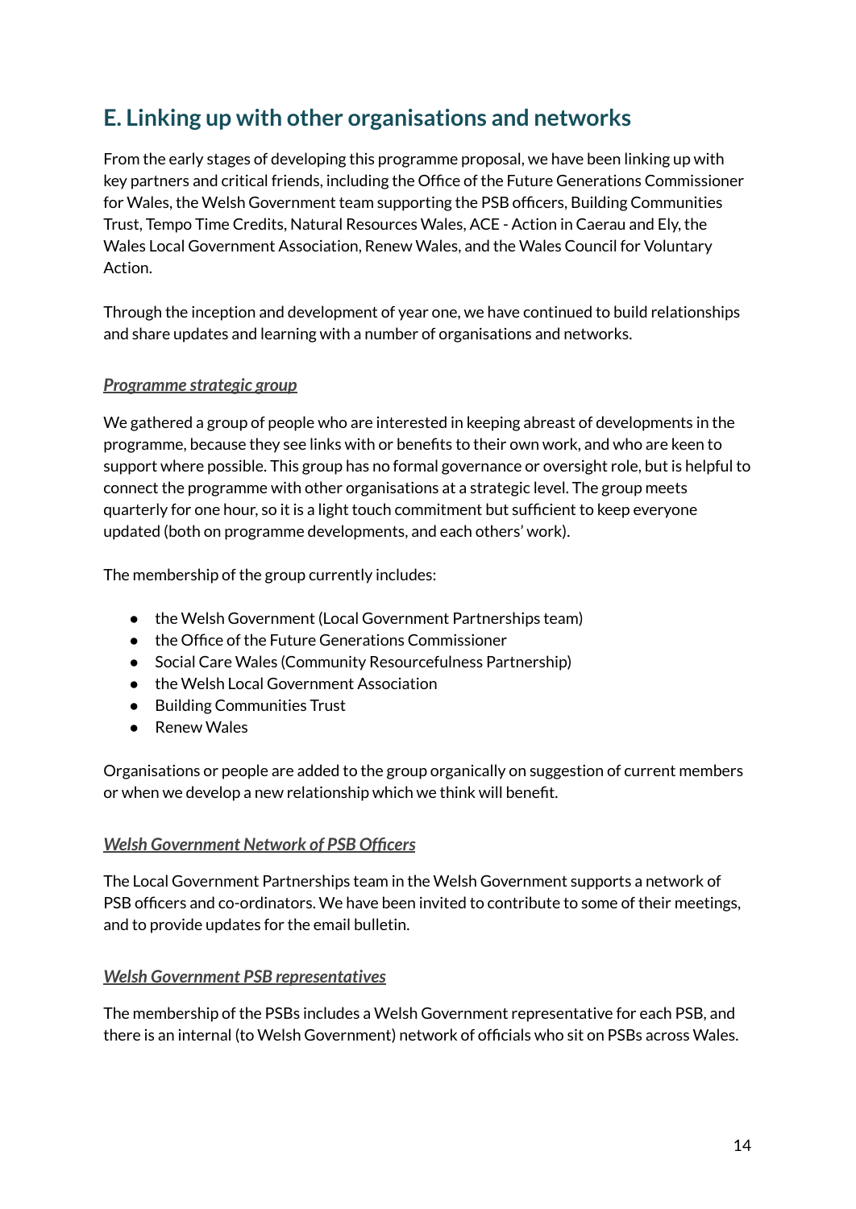## E. Linking up with other organisations and networks

From the early stages of developing this programme proposal, we have been linking up with key partners and critical friends, including the Office of the Future Generations Commissioner for Wales, the Welsh Government team supporting the PSB officers, Building Communities Trust, Tempo Time Credits, Natural Resources Wales, ACE - Action in Caerau and Ely, the Wales Local Government Association, Renew Wales, and the Wales Council for Voluntary Action.

Through the inception and development of year one, we have continued to build relationships and share updates and learning with a number of organisations and networks.

### *Programme strategic group*

We gathered a group of people who are interested in keeping abreast of developments in the programme, because they see links with or benefits to their own work, and who are keen to support where possible. This group has no formal governance or oversight role, but is helpful to connect the programme with other organisations at a strategic level. The group meets quarterly for one hour, so it is a light touch commitment but sufficient to keep everyone updated (both on programme developments, and each others' work).

The membership of the group currently includes:

- the Welsh Government (Local Government Partnerships team)
- the Office of the Future Generations Commissioner
- Social Care Wales (Community Resourcefulness Partnership)
- the Welsh Local Government Association
- Building Communities Trust
- Renew Wales

Organisations or people are added to the group organically on suggestion of current members or when we develop a new relationship which we think will benefit.

### *Welsh Government Network of PSB Officers*

The Local Government Partnerships team in the Welsh Government supports a network of PSB officers and co-ordinators. We have been invited to contribute to some of their meetings, and to provide updates for the email bulletin.

### *Welsh Government PSB representatives*

The membership of the PSBs includes a Welsh Government representative for each PSB, and there is an internal (to Welsh Government) network of officials who sit on PSBs across Wales.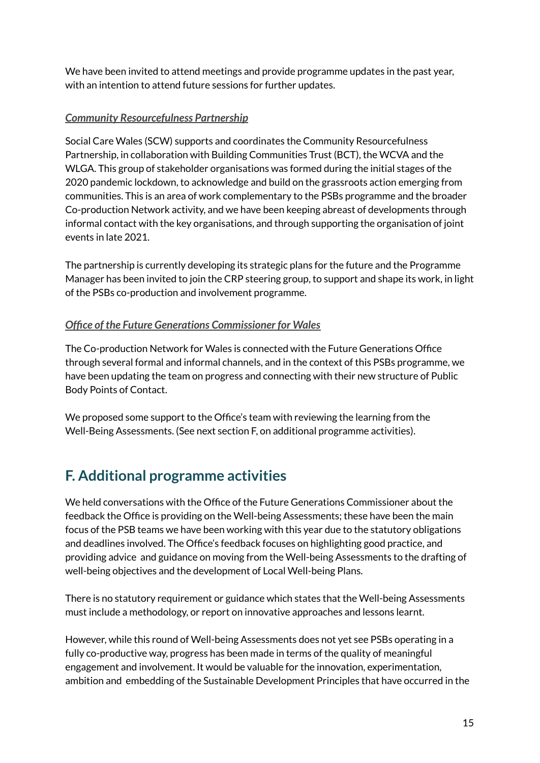We have been invited to attend meetings and provide programme updates in the past year, with an intention to attend future sessions for further updates.

***Community Resourcefulness Partnership***

Social Care Wales (SCW) supports and coordinates the Community Resourcefulness Partnership, in collaboration with Building Communities Trust (BCT), the WCVA and the WLGA. This group of stakeholder organisations was formed during the initial stages of the 2020 pandemic lockdown, to acknowledge and build on the grassroots action emerging from communities. This is an area of work complementary to the PSBs programme and the broader Co-production Network activity, and we have been keeping abreast of developments through informal contact with the key organisations, and through supporting the organisation of joint events in late 2021.

The partnership is currently developing its strategic plans for the future and the Programme Manager has been invited to join the CRP steering group, to support and shape its work, in light of the PSBs co-production and involvement programme.

***Office of the Future Generations Commissioner for Wales***

The Co-production Network for Wales is connected with the Future Generations Office through several formal and informal channels, and in the context of this PSBs programme, we have been updating the team on progress and connecting with their new structure of Public Body Points of Contact.

We proposed some support to the Office's team with reviewing the learning from the Well-Being Assessments. (See next section F, on additional programme activities).

## F. Additional programme activities

We held conversations with the Office of the Future Generations Commissioner about the feedback the Office is providing on the Well-being Assessments; these have been the main focus of the PSB teams we have been working with this year due to the statutory obligations and deadlines involved. The Office's feedback focuses on highlighting good practice, and providing advice and guidance on moving from the Well-being Assessments to the drafting of well-being objectives and the development of Local Well-being Plans.

There is no statutory requirement or guidance which states that the Well-being Assessments must include a methodology, or report on innovative approaches and lessons learnt.

However, while this round of Well-being Assessments does not yet see PSBs operating in a fully co-productive way, progress has been made in terms of the quality of meaningful engagement and involvement. It would be valuable for the innovation, experimentation, ambition and embedding of the Sustainable Development Principles that have occurred in the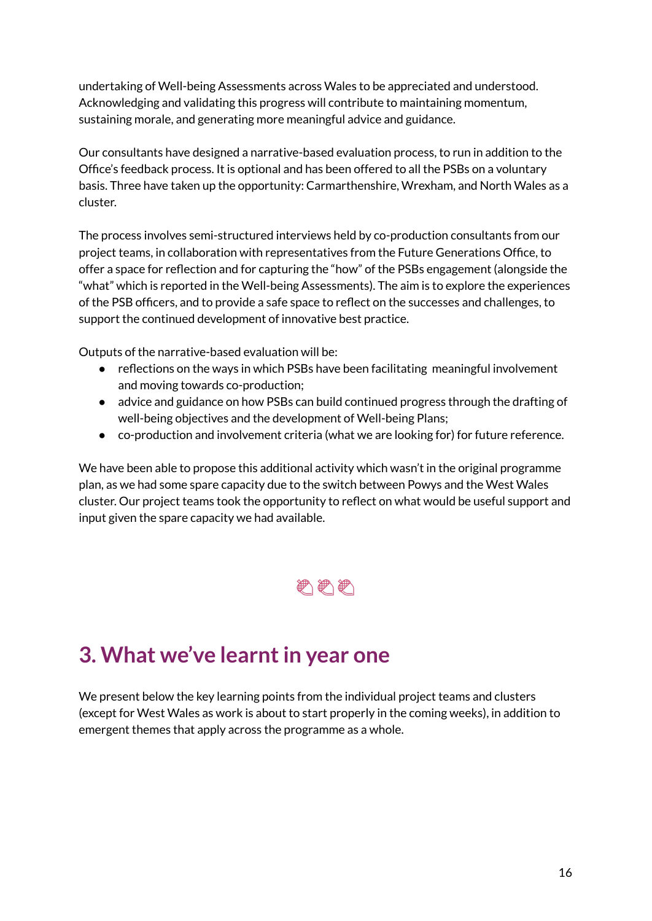undertaking of Well-being Assessments across Wales to be appreciated and understood. Acknowledging and validating this progress will contribute to maintaining momentum, sustaining morale, and generating more meaningful advice and guidance.

Our consultants have designed a narrative-based evaluation process, to run in addition to the Office's feedback process. It is optional and has been offered to all the PSBs on a voluntary basis. Three have taken up the opportunity: Carmarthenshire, Wrexham, and North Wales as a cluster.

The process involves semi-structured interviews held by co-production consultants from our project teams, in collaboration with representatives from the Future Generations Office, to offer a space for reflection and for capturing the "how" of the PSBs engagement (alongside the "what" which is reported in the Well-being Assessments). The aim is to explore the experiences of the PSB officers, and to provide a safe space to reflect on the successes and challenges, to support the continued development of innovative best practice.

Outputs of the narrative-based evaluation will be:

- reflections on the ways in which PSBs have been facilitating meaningful involvement and moving towards co-production;
- advice and guidance on how PSBs can build continued progress through the drafting of well-being objectives and the development of Well-being Plans;
- co-production and involvement criteria (what we are looking for) for future reference.

We have been able to propose this additional activity which wasn't in the original programme plan, as we had some spare capacity due to the switch between Powys and the West Wales cluster. Our project teams took the opportunity to reflect on what would be useful support and input given the spare capacity we had available.

## 3. What we've learnt in year one

We present below the key learning points from the individual project teams and clusters (except for West Wales as work is about to start properly in the coming weeks), in addition to emergent themes that apply across the programme as a whole.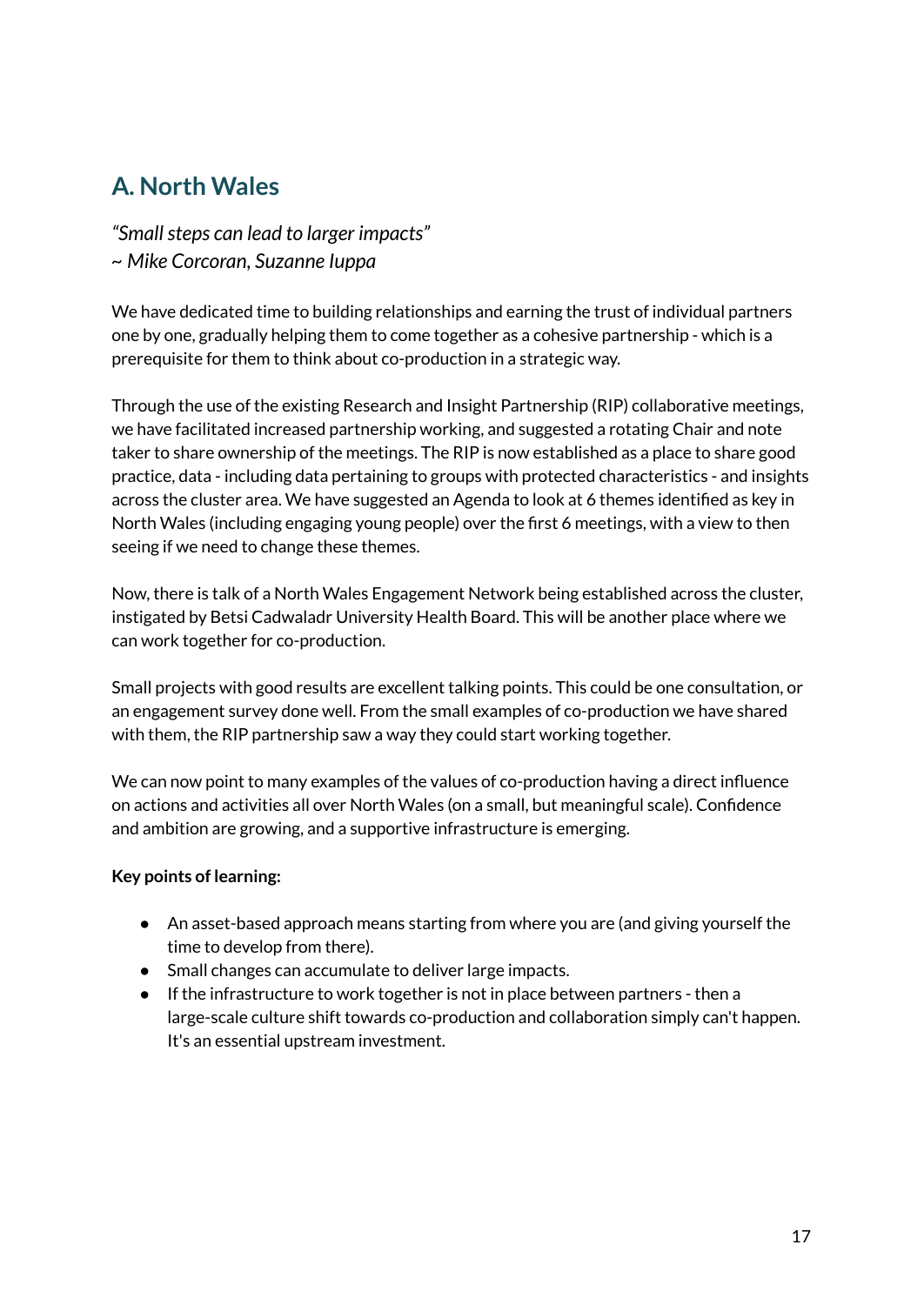## A. North Wales

*"Small steps can lead to larger impacts"*  
*~ Mike Corcoran, Suzanne Iuppa*

We have dedicated time to building relationships and earning the trust of individual partners one by one, gradually helping them to come together as a cohesive partnership - which is a prerequisite for them to think about co-production in a strategic way.

Through the use of the existing Research and Insight Partnership (RIP) collaborative meetings, we have facilitated increased partnership working, and suggested a rotating Chair and note taker to share ownership of the meetings. The RIP is now established as a place to share good practice, data - including data pertaining to groups with protected characteristics - and insights across the cluster area. We have suggested an Agenda to look at 6 themes identified as key in North Wales (including engaging young people) over the first 6 meetings, with a view to then seeing if we need to change these themes.

Now, there is talk of a North Wales Engagement Network being established across the cluster, instigated by Betsi Cadwaladr University Health Board. This will be another place where we can work together for co-production.

Small projects with good results are excellent talking points. This could be one consultation, or an engagement survey done well. From the small examples of co-production we have shared with them, the RIP partnership saw a way they could start working together.

We can now point to many examples of the values of co-production having a direct influence on actions and activities all over North Wales (on a small, but meaningful scale). Confidence and ambition are growing, and a supportive infrastructure is emerging.

**Key points of learning:**

- An asset-based approach means starting from where you are (and giving yourself the time to develop from there).
- Small changes can accumulate to deliver large impacts.
- If the infrastructure to work together is not in place between partners - then a large-scale culture shift towards co-production and collaboration simply can't happen. It's an essential upstream investment.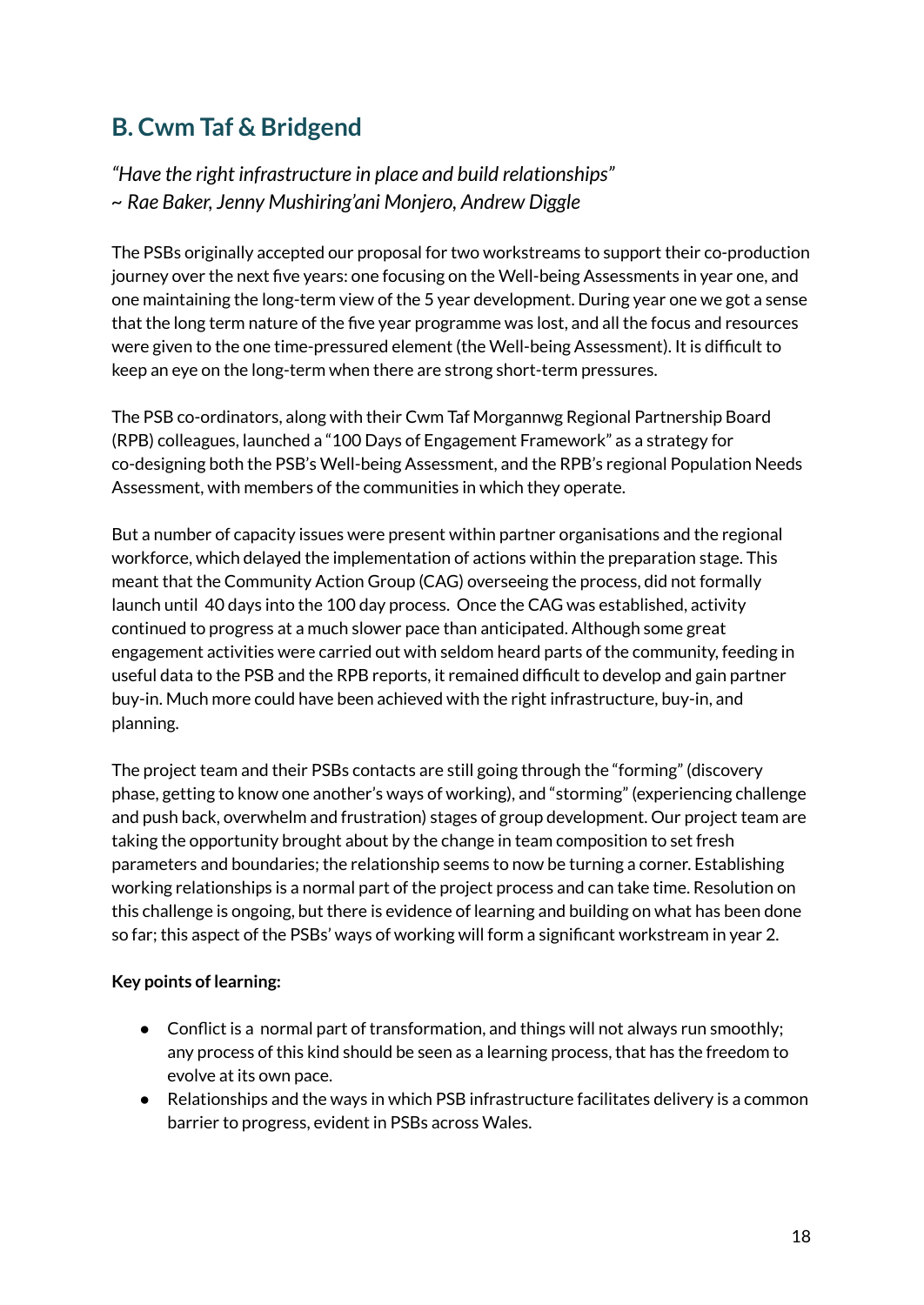## B. Cwm Taf & Bridgend

*"Have the right infrastructure in place and build relationships"*
*~ Rae Baker, Jenny Mushiring'ani Monjero, Andrew Diggle*

The PSBs originally accepted our proposal for two workstreams to support their co-production journey over the next five years: one focusing on the Well-being Assessments in year one, and one maintaining the long-term view of the 5 year development. During year one we got a sense that the long term nature of the five year programme was lost, and all the focus and resources were given to the one time-pressured element (the Well-being Assessment). It is difficult to keep an eye on the long-term when there are strong short-term pressures.

The PSB co-ordinators, along with their Cwm Taf Morgannwg Regional Partnership Board (RPB) colleagues, launched a "100 Days of Engagement Framework" as a strategy for co-designing both the PSB's Well-being Assessment, and the RPB's regional Population Needs Assessment, with members of the communities in which they operate.

But a number of capacity issues were present within partner organisations and the regional workforce, which delayed the implementation of actions within the preparation stage. This meant that the Community Action Group (CAG) overseeing the process, did not formally launch until 40 days into the 100 day process. Once the CAG was established, activity continued to progress at a much slower pace than anticipated. Although some great engagement activities were carried out with seldom heard parts of the community, feeding in useful data to the PSB and the RPB reports, it remained difficult to develop and gain partner buy-in. Much more could have been achieved with the right infrastructure, buy-in, and planning.

The project team and their PSBs contacts are still going through the "forming" (discovery phase, getting to know one another's ways of working), and "storming" (experiencing challenge and push back, overwhelm and frustration) stages of group development. Our project team are taking the opportunity brought about by the change in team composition to set fresh parameters and boundaries; the relationship seems to now be turning a corner. Establishing working relationships is a normal part of the project process and can take time. Resolution on this challenge is ongoing, but there is evidence of learning and building on what has been done so far; this aspect of the PSBs' ways of working will form a significant workstream in year 2.

**Key points of learning:**

- Conflict is a normal part of transformation, and things will not always run smoothly; any process of this kind should be seen as a learning process, that has the freedom to evolve at its own pace.
- Relationships and the ways in which PSB infrastructure facilitates delivery is a common barrier to progress, evident in PSBs across Wales.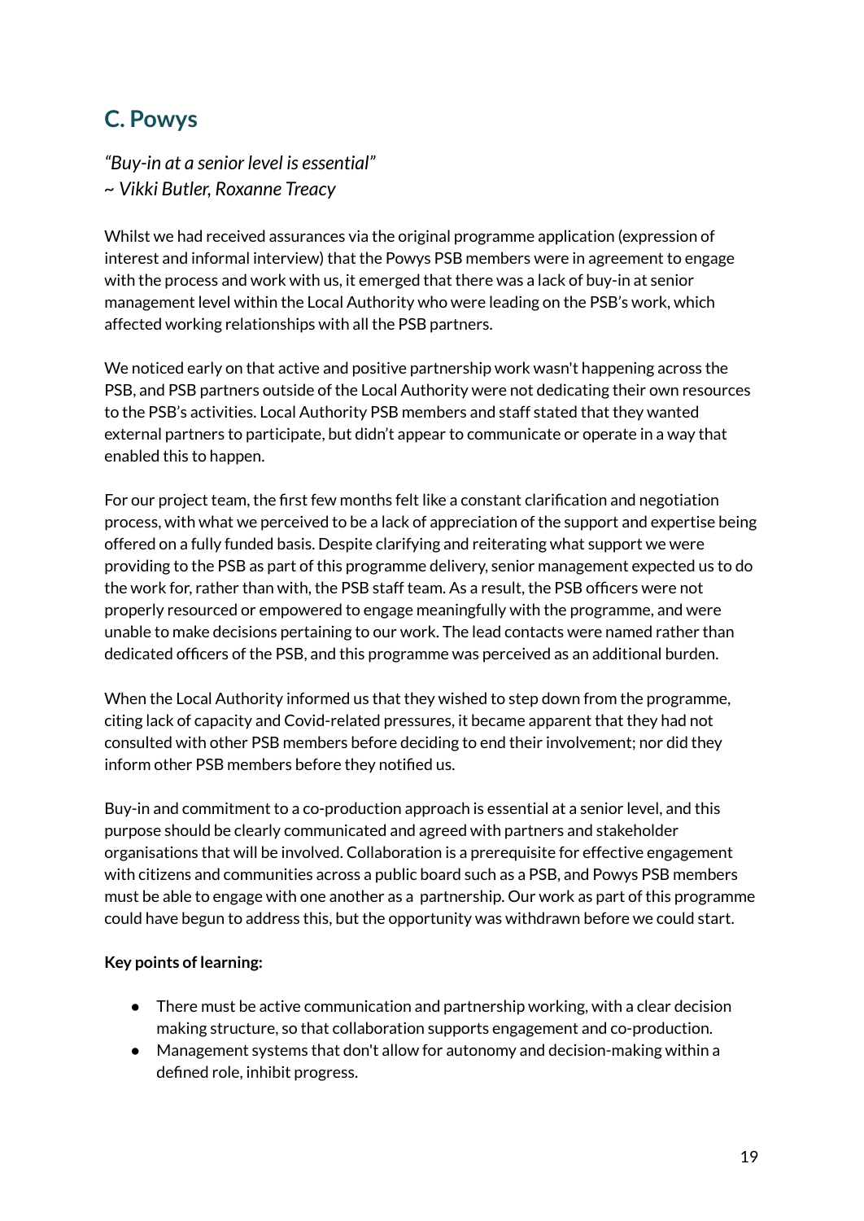## C. Powys

*"Buy-in at a senior level is essential"*
*~ Vikki Butler, Roxanne Treacy*

Whilst we had received assurances via the original programme application (expression of interest and informal interview) that the Powys PSB members were in agreement to engage with the process and work with us, it emerged that there was a lack of buy-in at senior management level within the Local Authority who were leading on the PSB's work, which affected working relationships with all the PSB partners.

We noticed early on that active and positive partnership work wasn't happening across the PSB, and PSB partners outside of the Local Authority were not dedicating their own resources to the PSB's activities. Local Authority PSB members and staff stated that they wanted external partners to participate, but didn't appear to communicate or operate in a way that enabled this to happen.

For our project team, the first few months felt like a constant clarification and negotiation process, with what we perceived to be a lack of appreciation of the support and expertise being offered on a fully funded basis. Despite clarifying and reiterating what support we were providing to the PSB as part of this programme delivery, senior management expected us to do the work for, rather than with, the PSB staff team. As a result, the PSB officers were not properly resourced or empowered to engage meaningfully with the programme, and were unable to make decisions pertaining to our work. The lead contacts were named rather than dedicated officers of the PSB, and this programme was perceived as an additional burden.

When the Local Authority informed us that they wished to step down from the programme, citing lack of capacity and Covid-related pressures, it became apparent that they had not consulted with other PSB members before deciding to end their involvement; nor did they inform other PSB members before they notified us.

Buy-in and commitment to a co-production approach is essential at a senior level, and this purpose should be clearly communicated and agreed with partners and stakeholder organisations that will be involved. Collaboration is a prerequisite for effective engagement with citizens and communities across a public board such as a PSB, and Powys PSB members must be able to engage with one another as a partnership. Our work as part of this programme could have begun to address this, but the opportunity was withdrawn before we could start.

**Key points of learning:**

- There must be active communication and partnership working, with a clear decision making structure, so that collaboration supports engagement and co-production.
- Management systems that don't allow for autonomy and decision-making within a defined role, inhibit progress.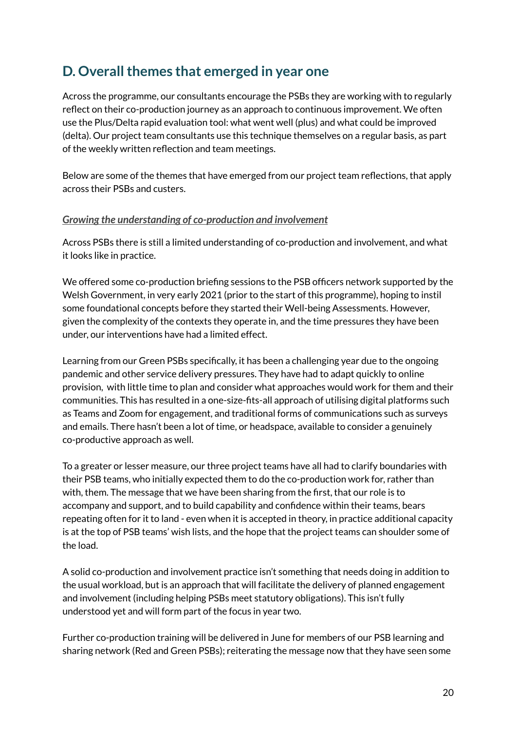## D. Overall themes that emerged in year one

Across the programme, our consultants encourage the PSBs they are working with to regularly reflect on their co-production journey as an approach to continuous improvement. We often use the Plus/Delta rapid evaluation tool: what went well (plus) and what could be improved (delta). Our project team consultants use this technique themselves on a regular basis, as part of the weekly written reflection and team meetings.

Below are some of the themes that have emerged from our project team reflections, that apply across their PSBs and custers.

***Growing the understanding of co-production and involvement***

Across PSBs there is still a limited understanding of co-production and involvement, and what it looks like in practice.

We offered some co-production briefing sessions to the PSB officers network supported by the Welsh Government, in very early 2021 (prior to the start of this programme), hoping to instil some foundational concepts before they started their Well-being Assessments. However, given the complexity of the contexts they operate in, and the time pressures they have been under, our interventions have had a limited effect.

Learning from our Green PSBs specifically, it has been a challenging year due to the ongoing pandemic and other service delivery pressures. They have had to adapt quickly to online provision, with little time to plan and consider what approaches would work for them and their communities. This has resulted in a one-size-fits-all approach of utilising digital platforms such as Teams and Zoom for engagement, and traditional forms of communications such as surveys and emails. There hasn't been a lot of time, or headspace, available to consider a genuinely co-productive approach as well.

To a greater or lesser measure, our three project teams have all had to clarify boundaries with their PSB teams, who initially expected them to do the co-production work for, rather than with, them. The message that we have been sharing from the first, that our role is to accompany and support, and to build capability and confidence within their teams, bears repeating often for it to land - even when it is accepted in theory, in practice additional capacity is at the top of PSB teams' wish lists, and the hope that the project teams can shoulder some of the load.

A solid co-production and involvement practice isn't something that needs doing in addition to the usual workload, but is an approach that will facilitate the delivery of planned engagement and involvement (including helping PSBs meet statutory obligations). This isn't fully understood yet and will form part of the focus in year two.

Further co-production training will be delivered in June for members of our PSB learning and sharing network (Red and Green PSBs); reiterating the message now that they have seen some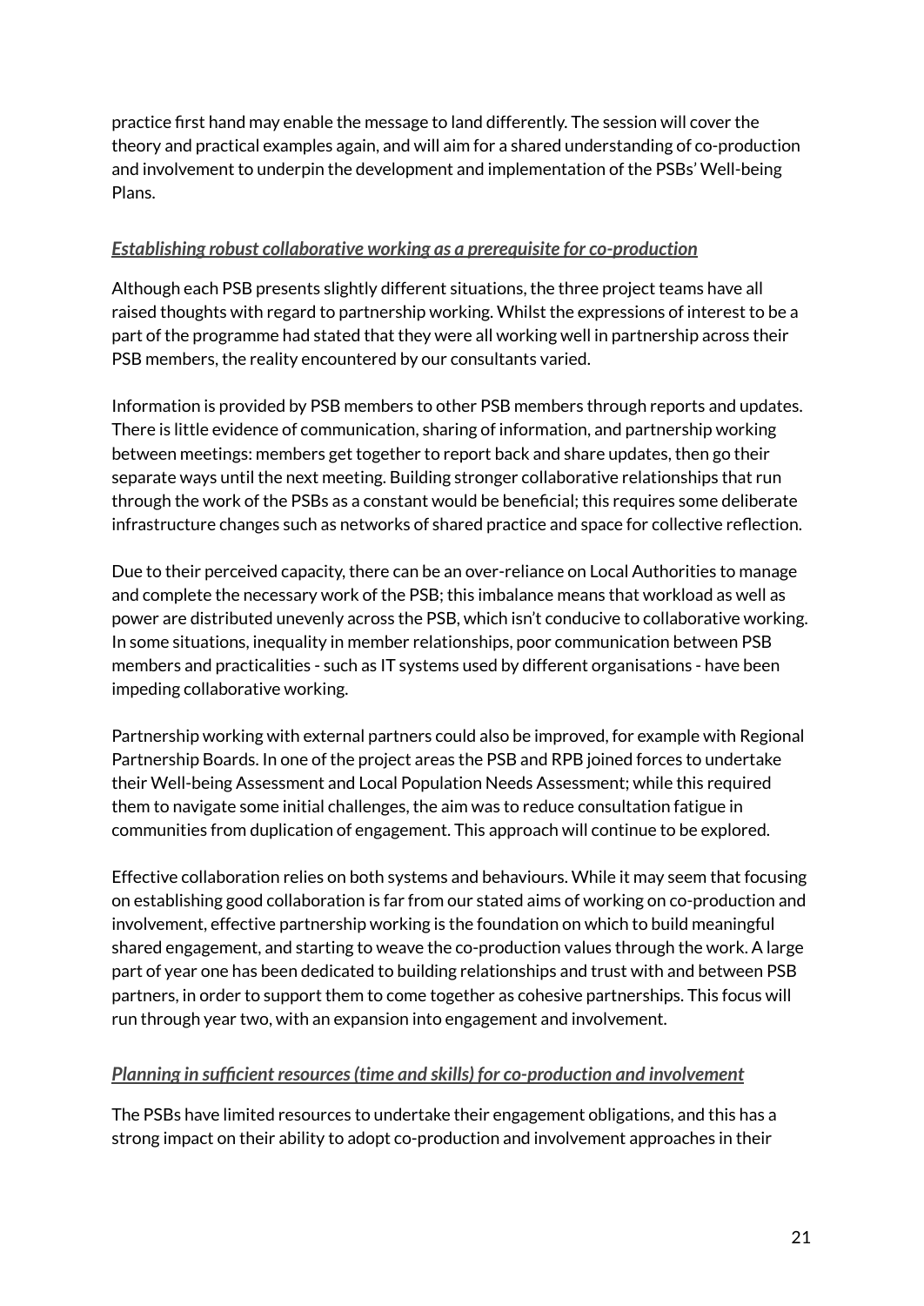practice first hand may enable the message to land differently. The session will cover the theory and practical examples again, and will aim for a shared understanding of co-production and involvement to underpin the development and implementation of the PSBs' Well-being Plans.

***Establishing robust collaborative working as a prerequisite for co-production***

Although each PSB presents slightly different situations, the three project teams have all raised thoughts with regard to partnership working. Whilst the expressions of interest to be a part of the programme had stated that they were all working well in partnership across their PSB members, the reality encountered by our consultants varied.

Information is provided by PSB members to other PSB members through reports and updates. There is little evidence of communication, sharing of information, and partnership working between meetings: members get together to report back and share updates, then go their separate ways until the next meeting. Building stronger collaborative relationships that run through the work of the PSBs as a constant would be beneficial; this requires some deliberate infrastructure changes such as networks of shared practice and space for collective reflection.

Due to their perceived capacity, there can be an over-reliance on Local Authorities to manage and complete the necessary work of the PSB; this imbalance means that workload as well as power are distributed unevenly across the PSB, which isn't conducive to collaborative working. In some situations, inequality in member relationships, poor communication between PSB members and practicalities - such as IT systems used by different organisations - have been impeding collaborative working.

Partnership working with external partners could also be improved, for example with Regional Partnership Boards. In one of the project areas the PSB and RPB joined forces to undertake their Well-being Assessment and Local Population Needs Assessment; while this required them to navigate some initial challenges, the aim was to reduce consultation fatigue in communities from duplication of engagement. This approach will continue to be explored.

Effective collaboration relies on both systems and behaviours. While it may seem that focusing on establishing good collaboration is far from our stated aims of working on co-production and involvement, effective partnership working is the foundation on which to build meaningful shared engagement, and starting to weave the co-production values through the work. A large part of year one has been dedicated to building relationships and trust with and between PSB partners, in order to support them to come together as cohesive partnerships. This focus will run through year two, with an expansion into engagement and involvement.

***Planning in sufficient resources (time and skills) for co-production and involvement***

The PSBs have limited resources to undertake their engagement obligations, and this has a strong impact on their ability to adopt co-production and involvement approaches in their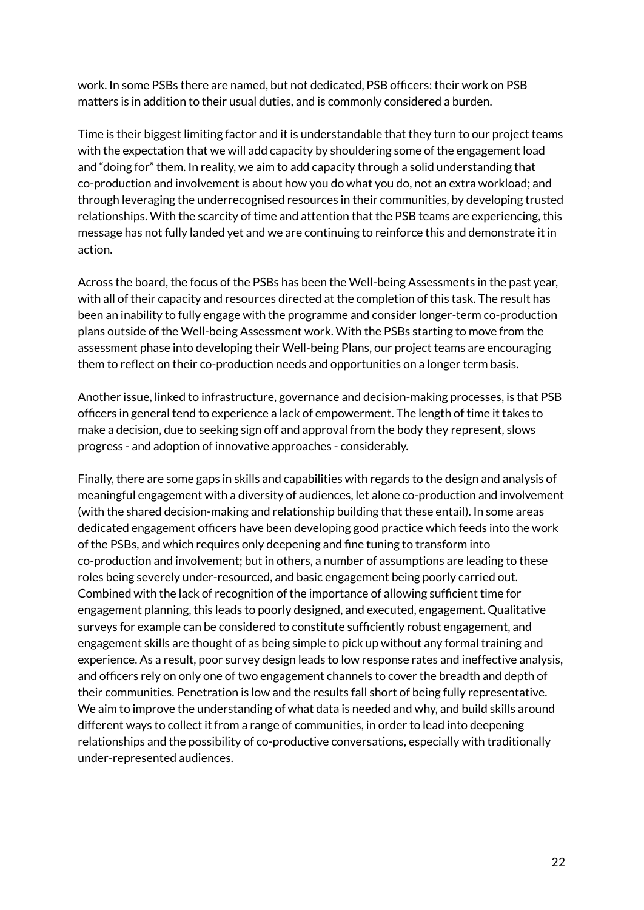work. In some PSBs there are named, but not dedicated, PSB officers: their work on PSB matters is in addition to their usual duties, and is commonly considered a burden.

Time is their biggest limiting factor and it is understandable that they turn to our project teams with the expectation that we will add capacity by shouldering some of the engagement load and "doing for" them. In reality, we aim to add capacity through a solid understanding that co-production and involvement is about how you do what you do, not an extra workload; and through leveraging the underrecognised resources in their communities, by developing trusted relationships. With the scarcity of time and attention that the PSB teams are experiencing, this message has not fully landed yet and we are continuing to reinforce this and demonstrate it in action.

Across the board, the focus of the PSBs has been the Well-being Assessments in the past year, with all of their capacity and resources directed at the completion of this task. The result has been an inability to fully engage with the programme and consider longer-term co-production plans outside of the Well-being Assessment work. With the PSBs starting to move from the assessment phase into developing their Well-being Plans, our project teams are encouraging them to reflect on their co-production needs and opportunities on a longer term basis.

Another issue, linked to infrastructure, governance and decision-making processes, is that PSB officers in general tend to experience a lack of empowerment. The length of time it takes to make a decision, due to seeking sign off and approval from the body they represent, slows progress - and adoption of innovative approaches - considerably.

Finally, there are some gaps in skills and capabilities with regards to the design and analysis of meaningful engagement with a diversity of audiences, let alone co-production and involvement (with the shared decision-making and relationship building that these entail). In some areas dedicated engagement officers have been developing good practice which feeds into the work of the PSBs, and which requires only deepening and fine tuning to transform into co-production and involvement; but in others, a number of assumptions are leading to these roles being severely under-resourced, and basic engagement being poorly carried out. Combined with the lack of recognition of the importance of allowing sufficient time for engagement planning, this leads to poorly designed, and executed, engagement. Qualitative surveys for example can be considered to constitute sufficiently robust engagement, and engagement skills are thought of as being simple to pick up without any formal training and experience. As a result, poor survey design leads to low response rates and ineffective analysis, and officers rely on only one of two engagement channels to cover the breadth and depth of their communities. Penetration is low and the results fall short of being fully representative. We aim to improve the understanding of what data is needed and why, and build skills around different ways to collect it from a range of communities, in order to lead into deepening relationships and the possibility of co-productive conversations, especially with traditionally under-represented audiences.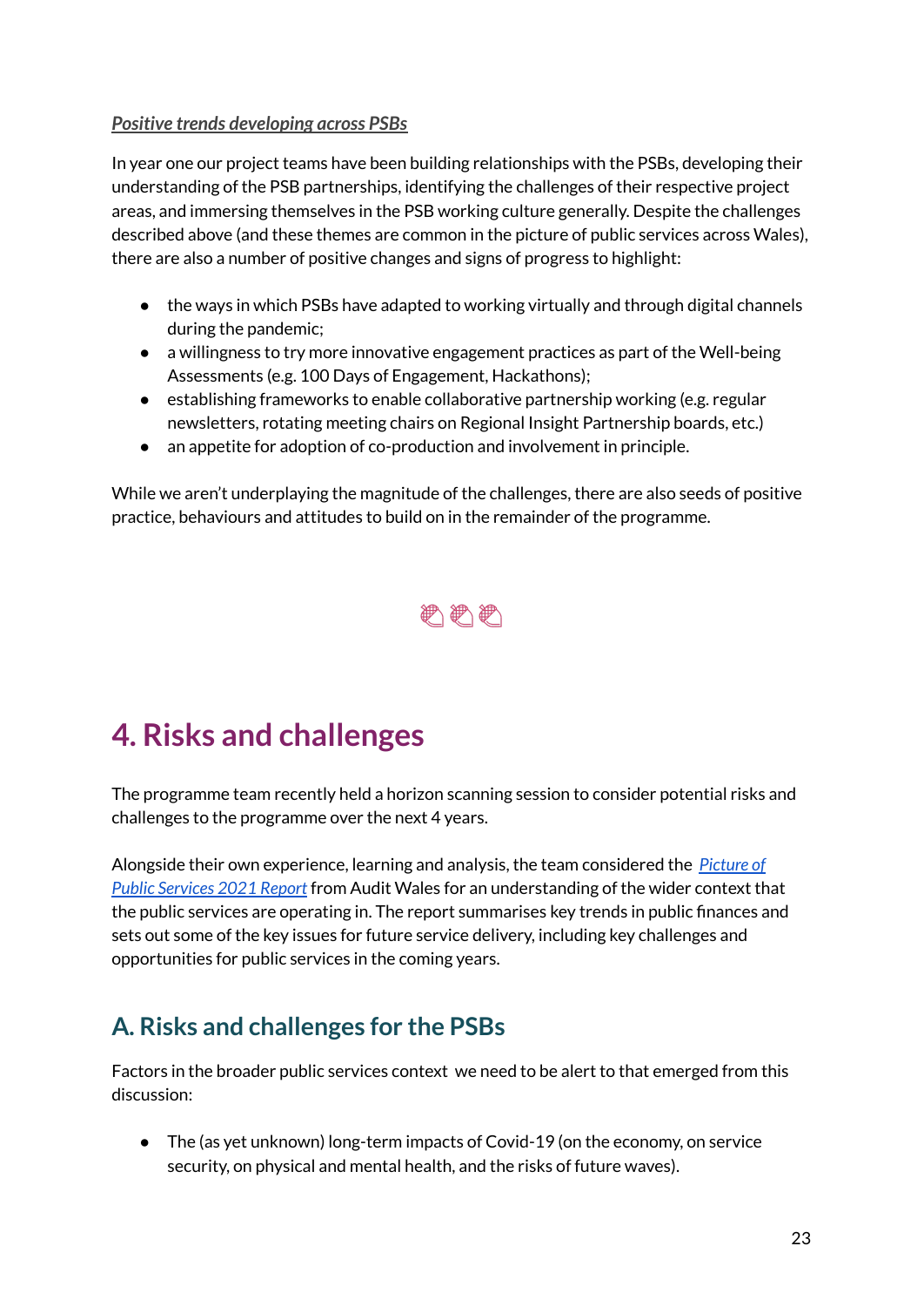***Positive trends developing across PSBs***

In year one our project teams have been building relationships with the PSBs, developing their understanding of the PSB partnerships, identifying the challenges of their respective project areas, and immersing themselves in the PSB working culture generally. Despite the challenges described above (and these themes are common in the picture of public services across Wales), there are also a number of positive changes and signs of progress to highlight:

- the ways in which PSBs have adapted to working virtually and through digital channels during the pandemic;
- a willingness to try more innovative engagement practices as part of the Well-being Assessments (e.g. 100 Days of Engagement, Hackathons);
- establishing frameworks to enable collaborative partnership working (e.g. regular newsletters, rotating meeting chairs on Regional Insight Partnership boards, etc.)
- an appetite for adoption of co-production and involvement in principle.

While we aren't underplaying the magnitude of the challenges, there are also seeds of positive practice, behaviours and attitudes to build on in the remainder of the programme.

# 4. Risks and challenges

The programme team recently held a horizon scanning session to consider potential risks and challenges to the programme over the next 4 years.

Alongside their own experience, learning and analysis, the team considered the *Picture of Public Services 2021 Report* from Audit Wales for an understanding of the wider context that the public services are operating in. The report summarises key trends in public finances and sets out some of the key issues for future service delivery, including key challenges and opportunities for public services in the coming years.

## A. Risks and challenges for the PSBs

Factors in the broader public services context we need to be alert to that emerged from this discussion:

- The (as yet unknown) long-term impacts of Covid-19 (on the economy, on service security, on physical and mental health, and the risks of future waves).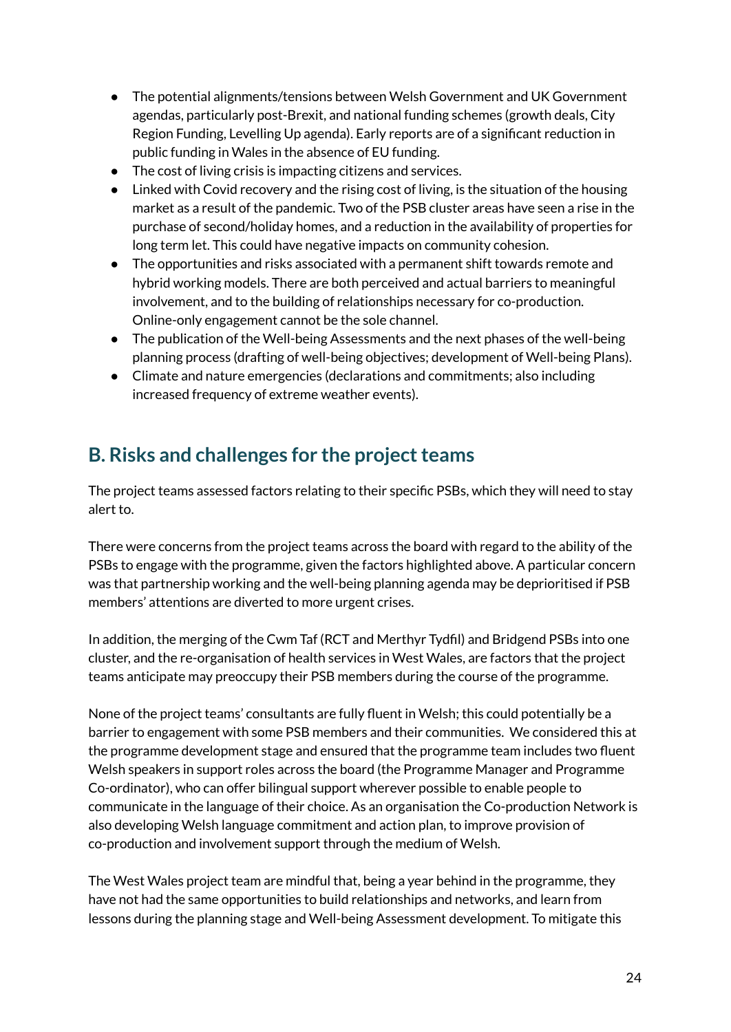- The potential alignments/tensions between Welsh Government and UK Government agendas, particularly post-Brexit, and national funding schemes (growth deals, City Region Funding, Levelling Up agenda). Early reports are of a significant reduction in public funding in Wales in the absence of EU funding.
- The cost of living crisis is impacting citizens and services.
- Linked with Covid recovery and the rising cost of living, is the situation of the housing market as a result of the pandemic. Two of the PSB cluster areas have seen a rise in the purchase of second/holiday homes, and a reduction in the availability of properties for long term let. This could have negative impacts on community cohesion.
- The opportunities and risks associated with a permanent shift towards remote and hybrid working models. There are both perceived and actual barriers to meaningful involvement, and to the building of relationships necessary for co-production. Online-only engagement cannot be the sole channel.
- The publication of the Well-being Assessments and the next phases of the well-being planning process (drafting of well-being objectives; development of Well-being Plans).
- Climate and nature emergencies (declarations and commitments; also including increased frequency of extreme weather events).

## B. Risks and challenges for the project teams

The project teams assessed factors relating to their specific PSBs, which they will need to stay alert to.

There were concerns from the project teams across the board with regard to the ability of the PSBs to engage with the programme, given the factors highlighted above. A particular concern was that partnership working and the well-being planning agenda may be deprioritised if PSB members' attentions are diverted to more urgent crises.

In addition, the merging of the Cwm Taf (RCT and Merthyr Tydfil) and Bridgend PSBs into one cluster, and the re-organisation of health services in West Wales, are factors that the project teams anticipate may preoccupy their PSB members during the course of the programme.

None of the project teams' consultants are fully fluent in Welsh; this could potentially be a barrier to engagement with some PSB members and their communities. We considered this at the programme development stage and ensured that the programme team includes two fluent Welsh speakers in support roles across the board (the Programme Manager and Programme Co-ordinator), who can offer bilingual support wherever possible to enable people to communicate in the language of their choice. As an organisation the Co-production Network is also developing Welsh language commitment and action plan, to improve provision of co-production and involvement support through the medium of Welsh.

The West Wales project team are mindful that, being a year behind in the programme, they have not had the same opportunities to build relationships and networks, and learn from lessons during the planning stage and Well-being Assessment development. To mitigate this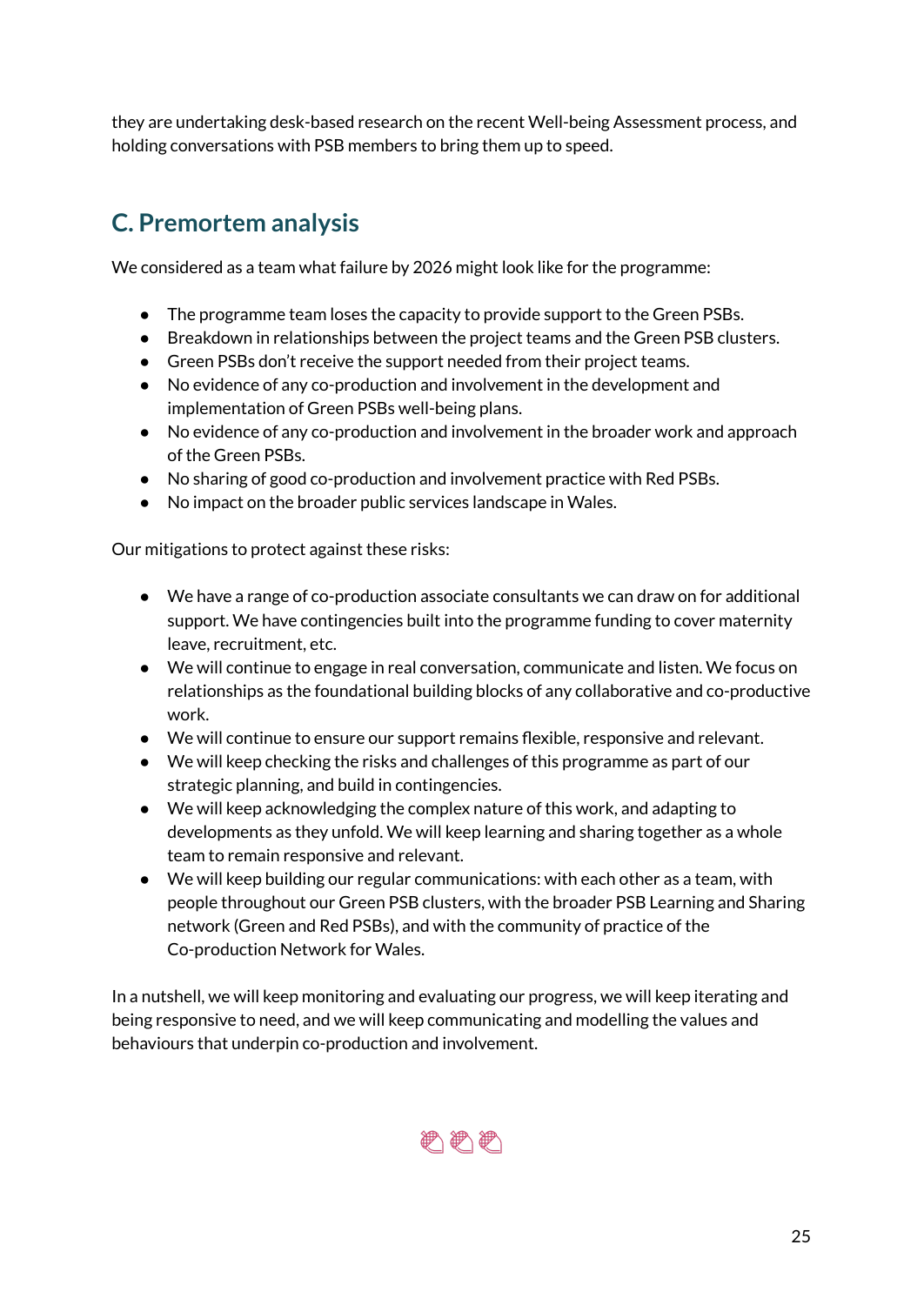they are undertaking desk-based research on the recent Well-being Assessment process, and holding conversations with PSB members to bring them up to speed.

## C. Premortem analysis

We considered as a team what failure by 2026 might look like for the programme:

- The programme team loses the capacity to provide support to the Green PSBs.
- Breakdown in relationships between the project teams and the Green PSB clusters.
- Green PSBs don't receive the support needed from their project teams.
- No evidence of any co-production and involvement in the development and implementation of Green PSBs well-being plans.
- No evidence of any co-production and involvement in the broader work and approach of the Green PSBs.
- No sharing of good co-production and involvement practice with Red PSBs.
- No impact on the broader public services landscape in Wales.

Our mitigations to protect against these risks:

- We have a range of co-production associate consultants we can draw on for additional support. We have contingencies built into the programme funding to cover maternity leave, recruitment, etc.
- We will continue to engage in real conversation, communicate and listen. We focus on relationships as the foundational building blocks of any collaborative and co-productive work.
- We will continue to ensure our support remains flexible, responsive and relevant.
- We will keep checking the risks and challenges of this programme as part of our strategic planning, and build in contingencies.
- We will keep acknowledging the complex nature of this work, and adapting to developments as they unfold. We will keep learning and sharing together as a whole team to remain responsive and relevant.
- We will keep building our regular communications: with each other as a team, with people throughout our Green PSB clusters, with the broader PSB Learning and Sharing network (Green and Red PSBs), and with the community of practice of the Co-production Network for Wales.

In a nutshell, we will keep monitoring and evaluating our progress, we will keep iterating and being responsive to need, and we will keep communicating and modelling the values and behaviours that underpin co-production and involvement.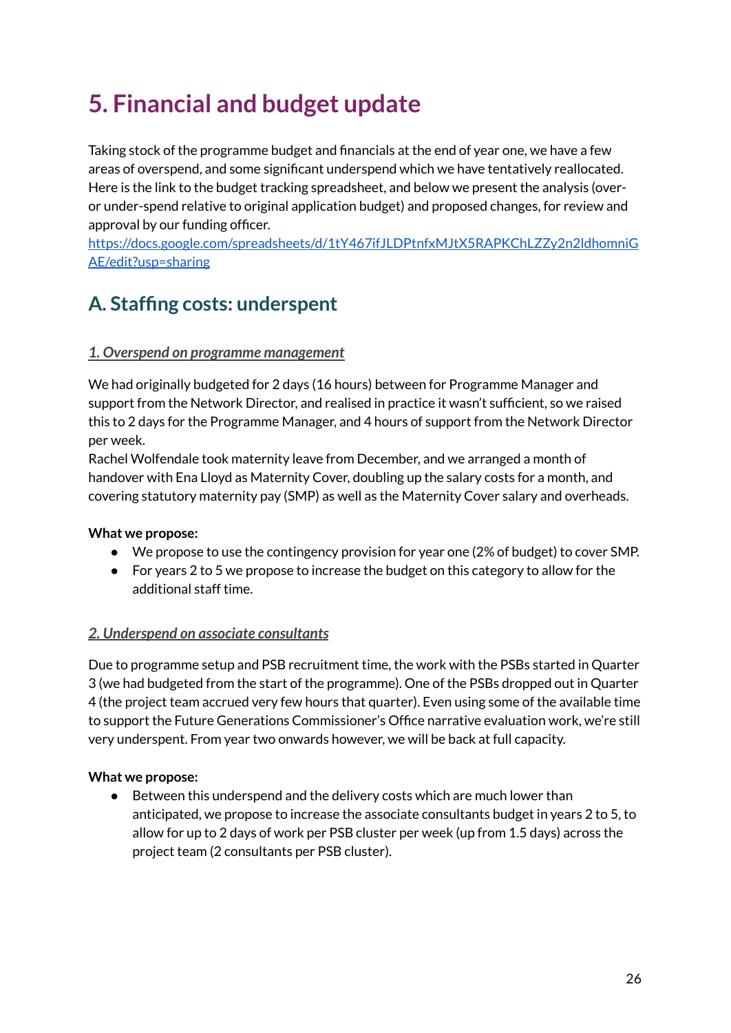# 5. Financial and budget update

Taking stock of the programme budget and financials at the end of year one, we have a few areas of overspend, and some significant underspend which we have tentatively reallocated. Here is the link to the budget tracking spreadsheet, and below we present the analysis (over- or under-spend relative to original application budget) and proposed changes, for review and approval by our funding officer.
[https://docs.google.com/spreadsheets/d/1tY467ifJLDPtnfxMJtX5RAPKChLZZy2n2ldhomniGAE/edit?usp=sharing](https://docs.google.com/spreadsheets/d/1tY467ifJLDPtnfxMJtX5RAPKChLZZy2n2ldhomniGAE/edit?usp=sharing)

## A. Staffing costs: underspent

### *1. Overspend on programme management*

We had originally budgeted for 2 days (16 hours) between for Programme Manager and support from the Network Director, and realised in practice it wasn't sufficient, so we raised this to 2 days for the Programme Manager, and 4 hours of support from the Network Director per week.
Rachel Wolfendale took maternity leave from December, and we arranged a month of handover with Ena Lloyd as Maternity Cover, doubling up the salary costs for a month, and covering statutory maternity pay (SMP) as well as the Maternity Cover salary and overheads.

**What we propose:**

- We propose to use the contingency provision for year one (2% of budget) to cover SMP.
- For years 2 to 5 we propose to increase the budget on this category to allow for the additional staff time.

### *2. Underspend on associate consultants*

Due to programme setup and PSB recruitment time, the work with the PSBs started in Quarter 3 (we had budgeted from the start of the programme). One of the PSBs dropped out in Quarter 4 (the project team accrued very few hours that quarter). Even using some of the available time to support the Future Generations Commissioner's Office narrative evaluation work, we're still very underspent. From year two onwards however, we will be back at full capacity.

**What we propose:**

- Between this underspend and the delivery costs which are much lower than anticipated, we propose to increase the associate consultants budget in years 2 to 5, to allow for up to 2 days of work per PSB cluster per week (up from 1.5 days) across the project team (2 consultants per PSB cluster).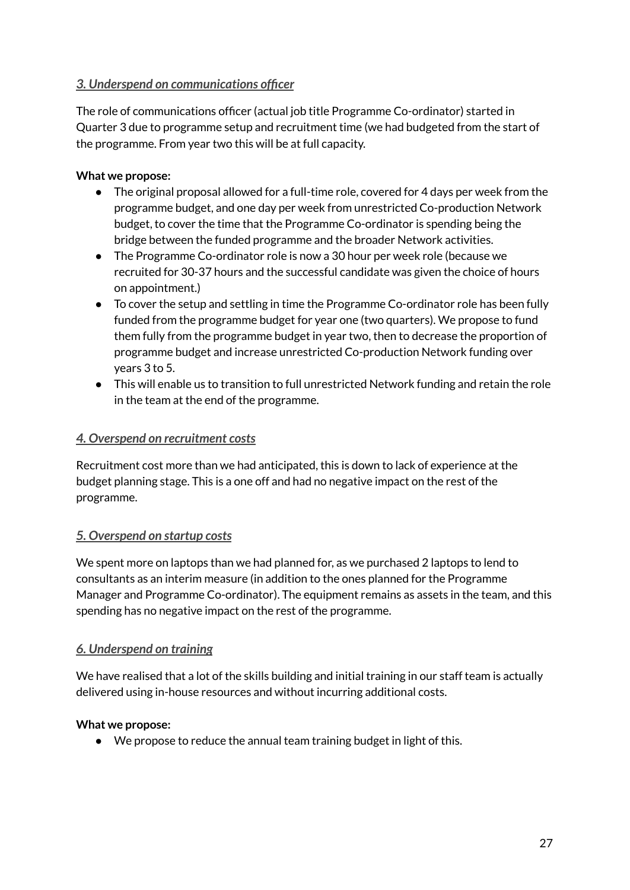### *3. Underspend on communications officer*

The role of communications officer (actual job title Programme Co-ordinator) started in Quarter 3 due to programme setup and recruitment time (we had budgeted from the start of the programme. From year two this will be at full capacity.

**What we propose:**

- The original proposal allowed for a full-time role, covered for 4 days per week from the programme budget, and one day per week from unrestricted Co-production Network budget, to cover the time that the Programme Co-ordinator is spending being the bridge between the funded programme and the broader Network activities.
- The Programme Co-ordinator role is now a 30 hour per week role (because we recruited for 30-37 hours and the successful candidate was given the choice of hours on appointment.)
- To cover the setup and settling in time the Programme Co-ordinator role has been fully funded from the programme budget for year one (two quarters). We propose to fund them fully from the programme budget in year two, then to decrease the proportion of programme budget and increase unrestricted Co-production Network funding over years 3 to 5.
- This will enable us to transition to full unrestricted Network funding and retain the role in the team at the end of the programme.

### *4. Overspend on recruitment costs*

Recruitment cost more than we had anticipated, this is down to lack of experience at the budget planning stage. This is a one off and had no negative impact on the rest of the programme.

### *5. Overspend on startup costs*

We spent more on laptops than we had planned for, as we purchased 2 laptops to lend to consultants as an interim measure (in addition to the ones planned for the Programme Manager and Programme Co-ordinator). The equipment remains as assets in the team, and this spending has no negative impact on the rest of the programme.

### *6. Underspend on training*

We have realised that a lot of the skills building and initial training in our staff team is actually delivered using in-house resources and without incurring additional costs.

**What we propose:**

- We propose to reduce the annual team training budget in light of this.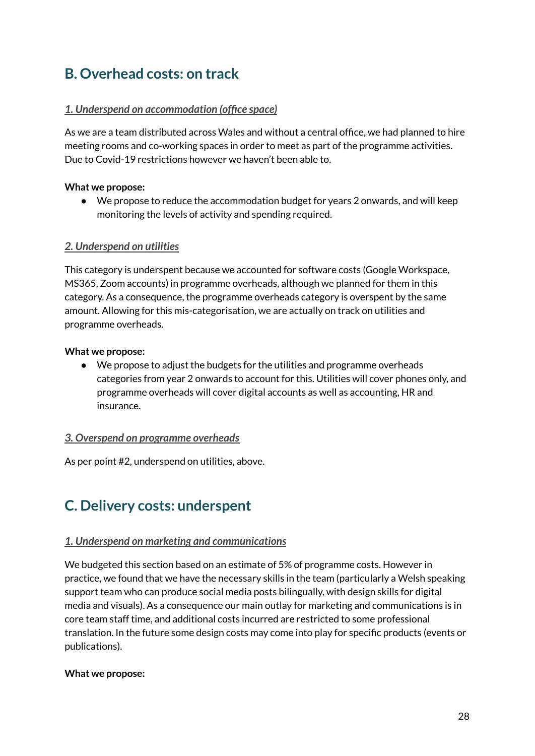## B. Overhead costs: on track

### *1. Underspend on accommodation (office space)*

As we are a team distributed across Wales and without a central office, we had planned to hire meeting rooms and co-working spaces in order to meet as part of the programme activities. Due to Covid-19 restrictions however we haven't been able to.

**What we propose:**

- We propose to reduce the accommodation budget for years 2 onwards, and will keep monitoring the levels of activity and spending required.

### *2. Underspend on utilities*

This category is underspent because we accounted for software costs (Google Workspace, MS365, Zoom accounts) in programme overheads, although we planned for them in this category. As a consequence, the programme overheads category is overspent by the same amount. Allowing for this mis-categorisation, we are actually on track on utilities and programme overheads.

**What we propose:**

- We propose to adjust the budgets for the utilities and programme overheads categories from year 2 onwards to account for this. Utilities will cover phones only, and programme overheads will cover digital accounts as well as accounting, HR and insurance.

### *3. Overspend on programme overheads*

As per point #2, underspend on utilities, above.

## C. Delivery costs: underspent

### *1. Underspend on marketing and communications*

We budgeted this section based on an estimate of 5% of programme costs. However in practice, we found that we have the necessary skills in the team (particularly a Welsh speaking support team who can produce social media posts bilingually, with design skills for digital media and visuals). As a consequence our main outlay for marketing and communications is in core team staff time, and additional costs incurred are restricted to some professional translation. In the future some design costs may come into play for specific products (events or publications).

**What we propose:**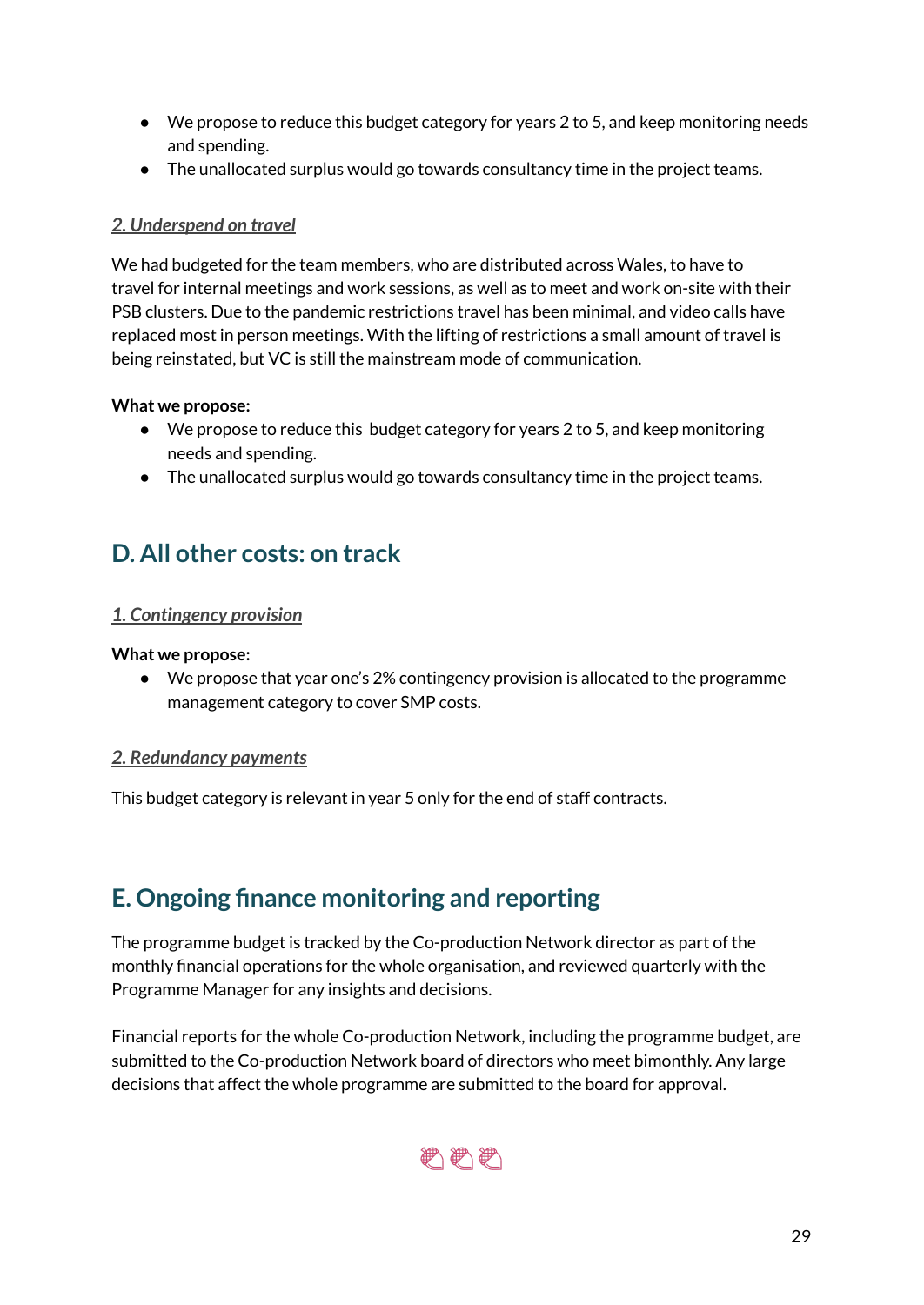- We propose to reduce this budget category for years 2 to 5, and keep monitoring needs and spending.
- The unallocated surplus would go towards consultancy time in the project teams.

### *2. Underspend on travel*

We had budgeted for the team members, who are distributed across Wales, to have to travel for internal meetings and work sessions, as well as to meet and work on-site with their PSB clusters. Due to the pandemic restrictions travel has been minimal, and video calls have replaced most in person meetings. With the lifting of restrictions a small amount of travel is being reinstated, but VC is still the mainstream mode of communication.

**What we propose:**

- We propose to reduce this budget category for years 2 to 5, and keep monitoring needs and spending.
- The unallocated surplus would go towards consultancy time in the project teams.

## D. All other costs: on track

### *1. Contingency provision*

**What we propose:**

- We propose that year one's 2% contingency provision is allocated to the programme management category to cover SMP costs.

### *2. Redundancy payments*

This budget category is relevant in year 5 only for the end of staff contracts.

## E. Ongoing finance monitoring and reporting

The programme budget is tracked by the Co-production Network director as part of the monthly financial operations for the whole organisation, and reviewed quarterly with the Programme Manager for any insights and decisions.

Financial reports for the whole Co-production Network, including the programme budget, are submitted to the Co-production Network board of directors who meet bimonthly. Any large decisions that affect the whole programme are submitted to the board for approval.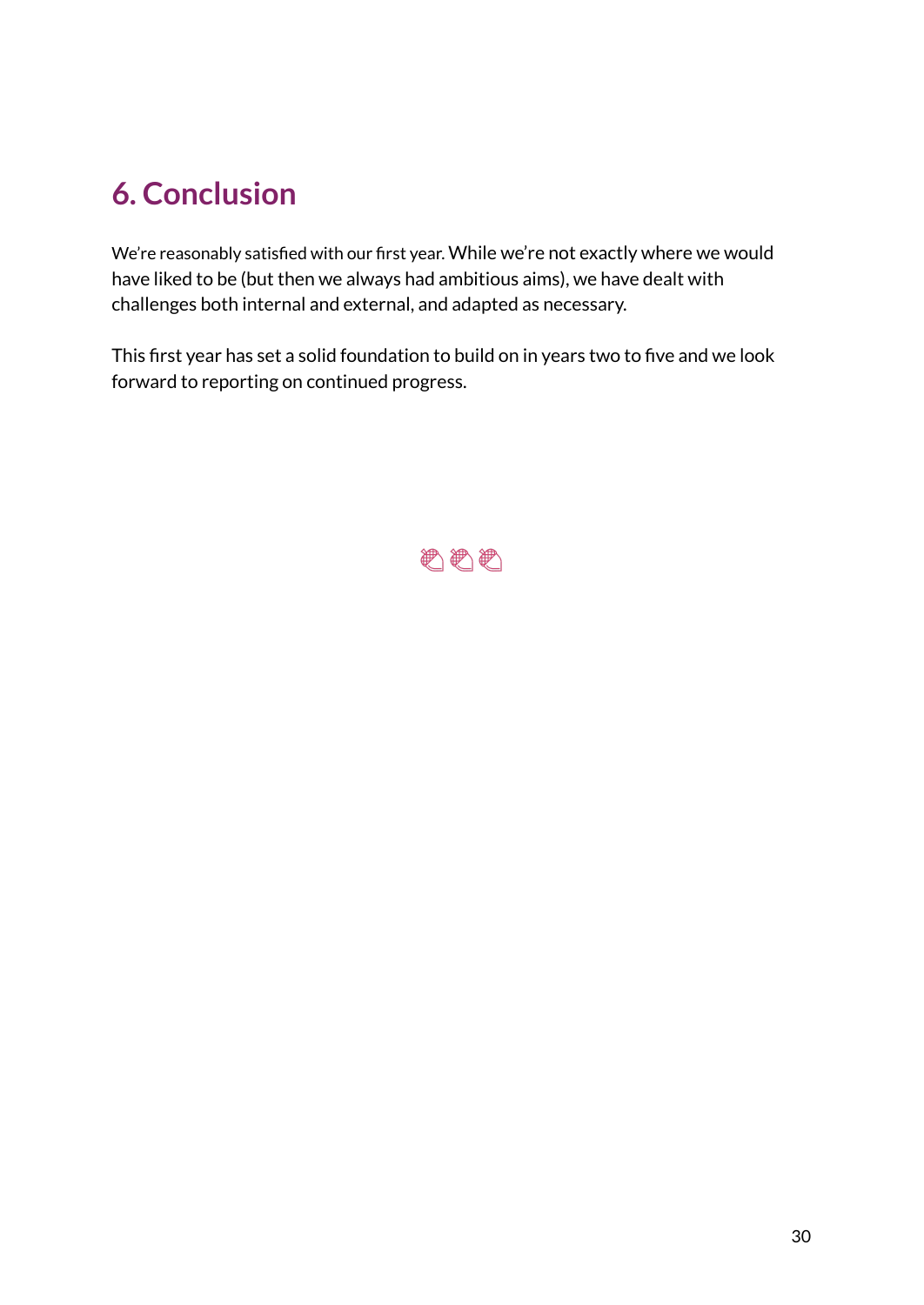## 6. Conclusion

We're reasonably satisfied with our first year. While we're not exactly where we would have liked to be (but then we always had ambitious aims), we have dealt with challenges both internal and external, and adapted as necessary.

This first year has set a solid foundation to build on in years two to five and we look forward to reporting on continued progress.